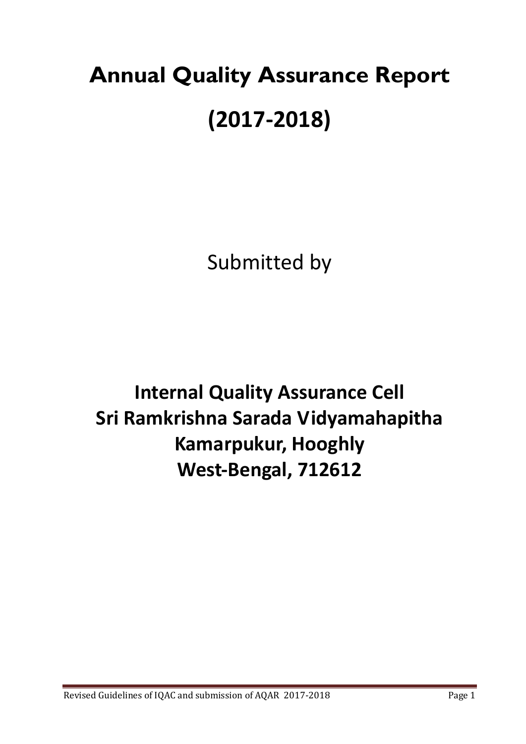# Annual Quality Assurance Report

# (2017-2018)

Submitted by

## Internal Quality Assurance Cell
## Sri Ramkrishna Sarada Vidyamahapitha
## Kamarpukur, Hooghly
## West-Bengal, 712612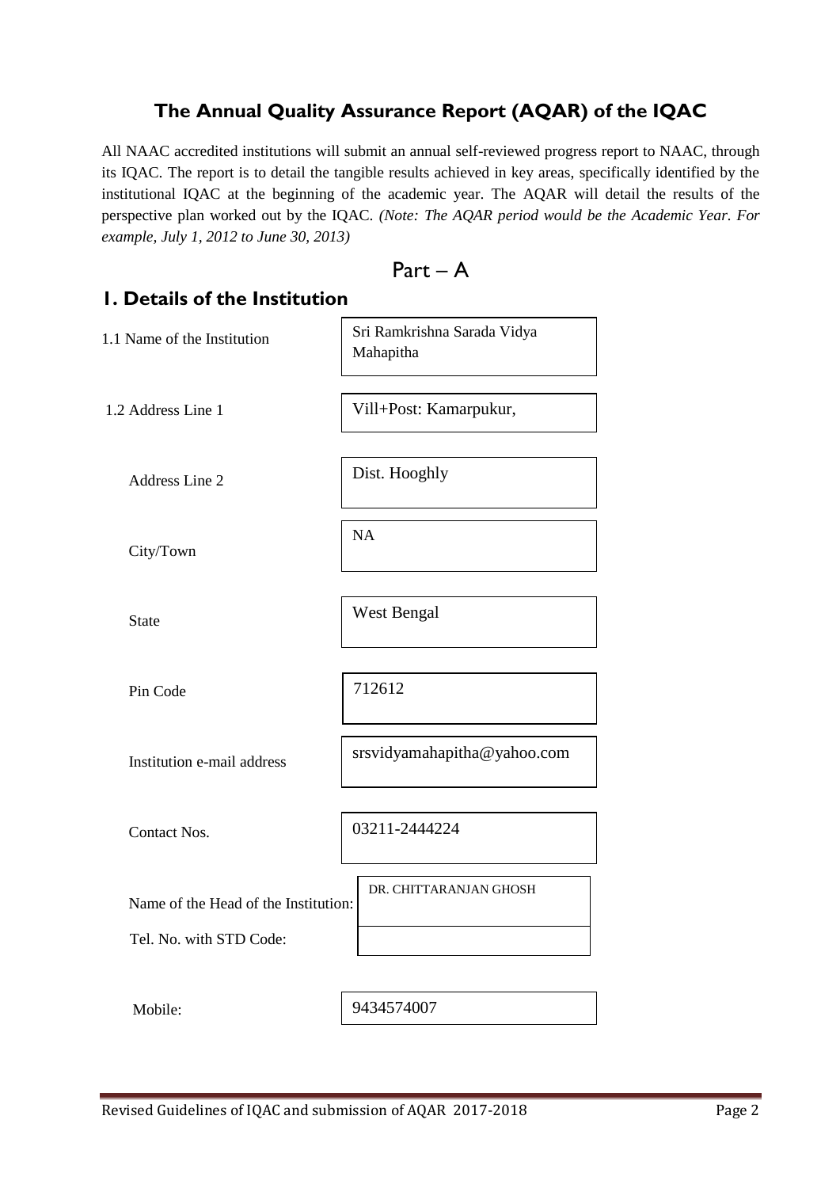# The Annual Quality Assurance Report (AQAR) of the IQAC

All NAAC accredited institutions will submit an annual self-reviewed progress report to NAAC, through its IQAC. The report is to detail the tangible results achieved in key areas, specifically identified by the institutional IQAC at the beginning of the academic year. The AQAR will detail the results of the perspective plan worked out by the IQAC. *(Note: The AQAR period would be the Academic Year. For example, July 1, 2012 to June 30, 2013)*

## Part – A

## 1. Details of the Institution

| | |
|---|---|
| 1.1 Name of the Institution | Sri Ramkrishna Sarada Vidya Mahapitha |
| 1.2 Address Line 1 | Vill+Post: Kamarpukur, |
| Address Line 2 | Dist. Hooghly |
| City/Town | NA |
| State | West Bengal |
| Pin Code | 712612 |
| Institution e-mail address | srsvidyamahapitha@yahoo.com |
| Contact Nos. | 03211-2444224 |
| Name of the Head of the Institution: | DR. CHITTARANJAN GHOSH |
| Tel. No. with STD Code: | |
| Mobile: | 9434574007 |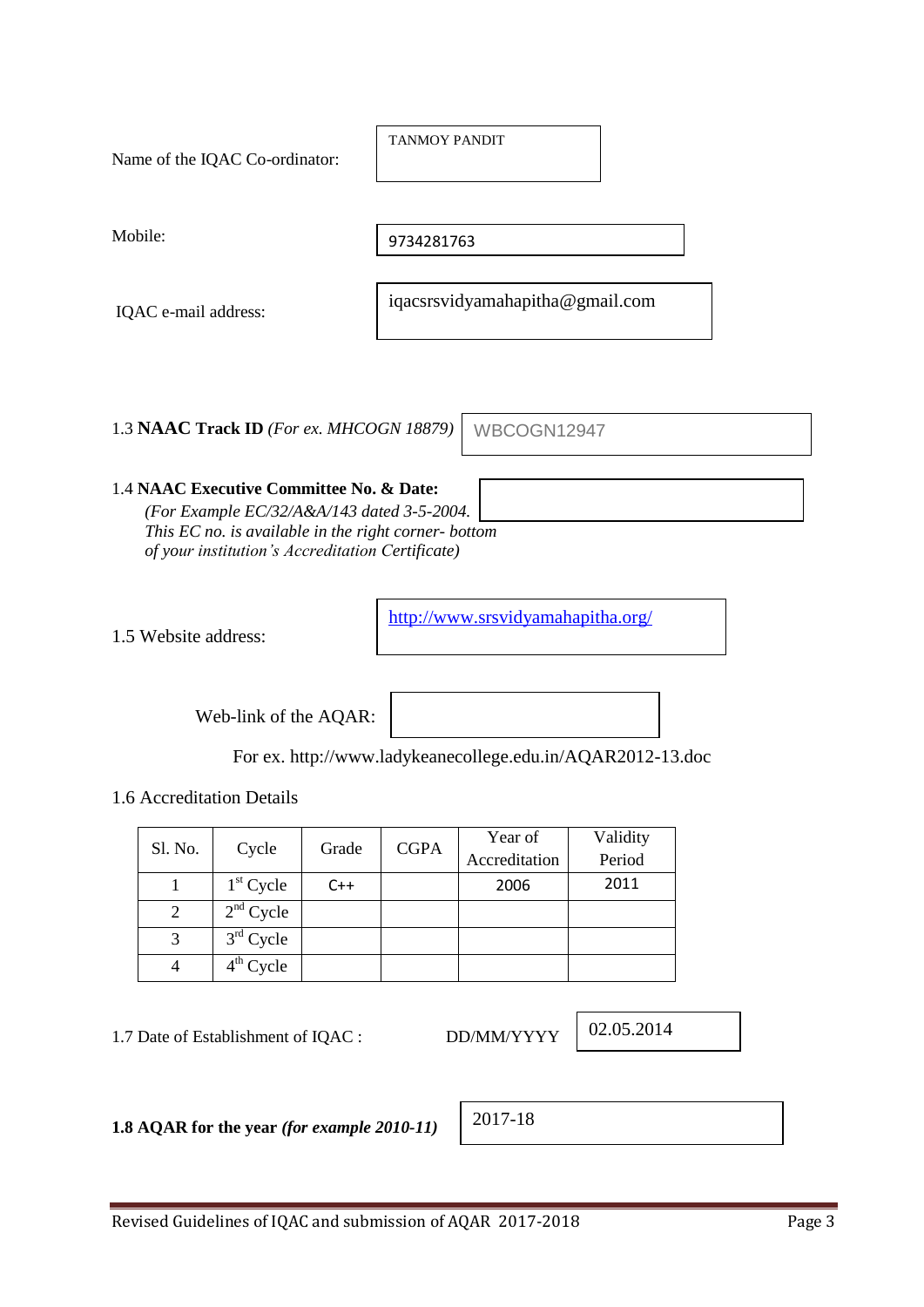Name of the IQAC Co-ordinator: TANMOY PANDIT

Mobile: 9734281763

IQAC e-mail address: iqacsrsvidyamahapitha@gmail.com

1.3 **NAACTrack ID** *(For ex. MHCOGN 18879)* WBCOGN12947

1.4 **NAAC Executive Committee No. & Date:**
*(For Example EC/32/A&A/143 dated 3-5-2004. This EC no. is available in the right corner- bottom of your institution's Accreditation Certificate)*

1.5 Website address: http://www.srsvidyamahapitha.org/

Web-link of the AQAR:

For ex. http://www.ladykeanecollege.edu.in/AQAR2012-13.doc

1.6 Accreditation Details

| Sl. No. | Cycle | Grade | CGPA | Year of Accreditation | Validity Period |
|---|---|---|---|---|---|
| 1 | 1st Cycle | C++ | | 2006 | 2011 |
| 2 | 2nd Cycle | | | | |
| 3 | 3rd Cycle | | | | |
| 4 | 4th Cycle | | | | |

1.7 Date of Establishment of IQAC : DD/MM/YYYY 02.05.2014

**1.8 AQAR for the year *(for example 2010-11)*** 2017-18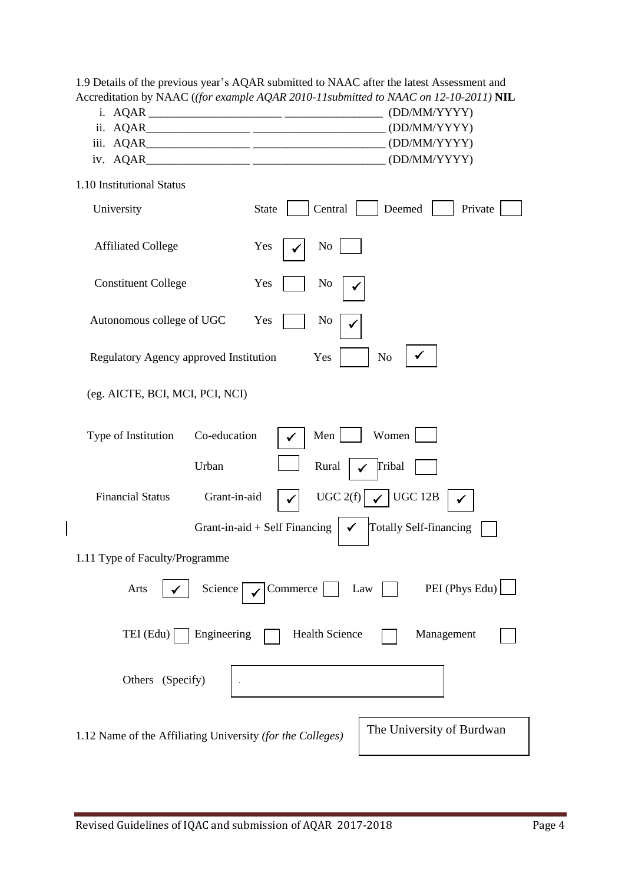1.9 Details of the previous year's AQAR submitted to NAAC after the latest Assessment and Accreditation by NAAC (*(for example AQAR 2010-11submitted to NAAC on 12-10-2011)* **NIL**

i. AQAR _______________________ _________________ (DD/MM/YYYY)
ii. AQAR__________________ _______________________ (DD/MM/YYYY)
iii. AQAR__________________ _______________________ (DD/MM/YYYY)
iv. AQAR__________________ _______________________ (DD/MM/YYYY)

1.10 Institutional Status

University — State ☐ Central ☐ Deemed ☐ Private ☐

Affiliated College — Yes ✓ No ☐

Constituent College — Yes ☐ No ✓

Autonomous college of UGC — Yes ☐ No ✓

Regulatory Agency approved Institution — Yes ☐ No ✓

(eg. AICTE, BCI, MCI, PCI, NCI)

Type of Institution — Co-education ✓ Men ☐ Women ☐

Urban ☐ Rural ✓ Tribal ☐

Financial Status — Grant-in-aid ✓ UGC 2(f) ✓ UGC 12B ✓

Grant-in-aid + Self Financing ✓ Totally Self-financing ☐

1.11 Type of Faculty/Programme

Arts ✓ Science ✓ Commerce ☐ Law ☐ PEI (Phys Edu) ☐

TEI (Edu) ☐ Engineering ☐ Health Science ☐ Management ☐

Others (Specify) ☐

1.12 Name of the Affiliating University *(for the Colleges)* — The University of Burdwan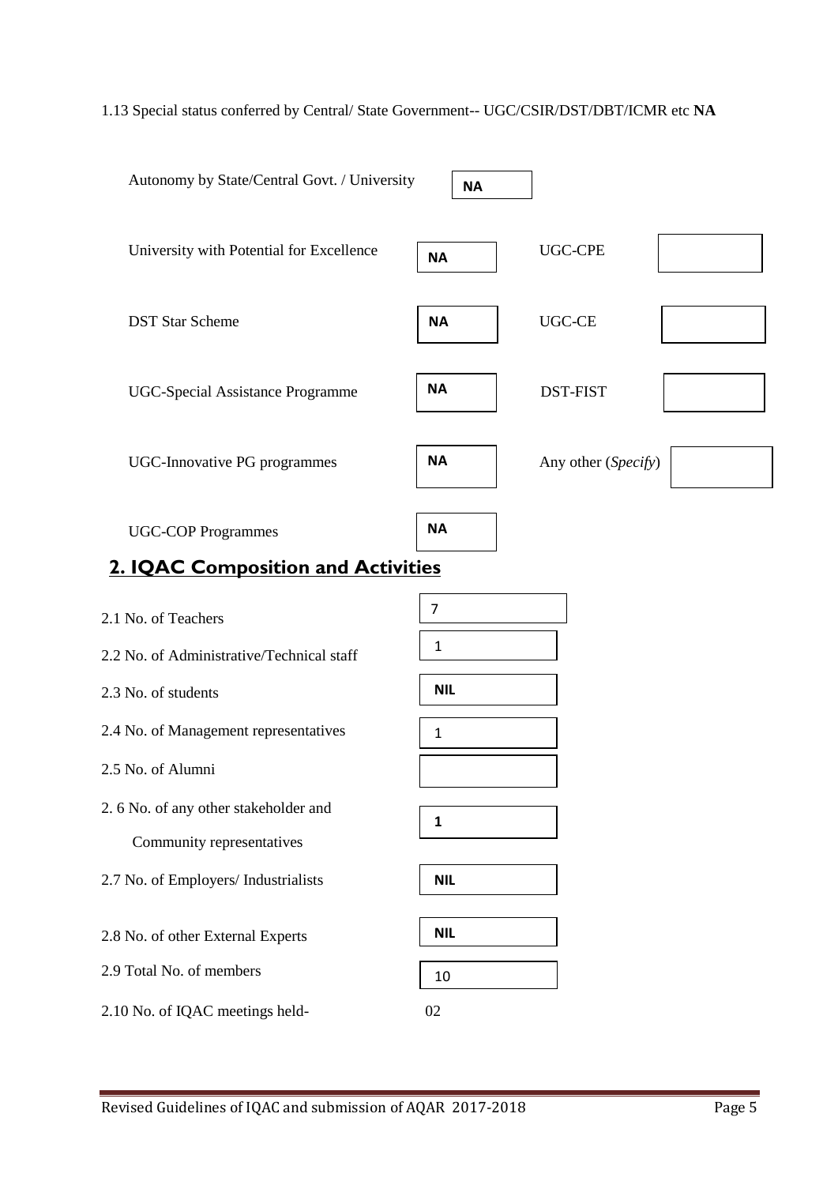1.13 Special status conferred by Central/ State Government-- UGC/CSIR/DST/DBT/ICMR etc **NA**

| | | | |
|---|---|---|---|
| Autonomy by State/Central Govt. / University | **NA** | | |
| University with Potential for Excellence | **NA** | UGC-CPE | |
| DST Star Scheme | **NA** | UGC-CE | |
| UGC-Special Assistance Programme | **NA** | DST-FIST | |
| UGC-Innovative PG programmes | **NA** | Any other (*Specify*) | |
| UGC-COP Programmes | **NA** | | |

## 2. IQAC Composition and Activities

| | |
|---|---|
| 2.1 No. of Teachers | 7 |
| 2.2 No. of Administrative/Technical staff | 1 |
| 2.3 No. of students | **NIL** |
| 2.4 No. of Management representatives | 1 |
| 2.5 No. of Alumni | |
| 2. 6 No. of any other stakeholder and Community representatives | **1** |
| 2.7 No. of Employers/ Industrialists | **NIL** |
| 2.8 No. of other External Experts | **NIL** |
| 2.9 Total No. of members | 10 |
| 2.10 No. of IQAC meetings held- | 02 |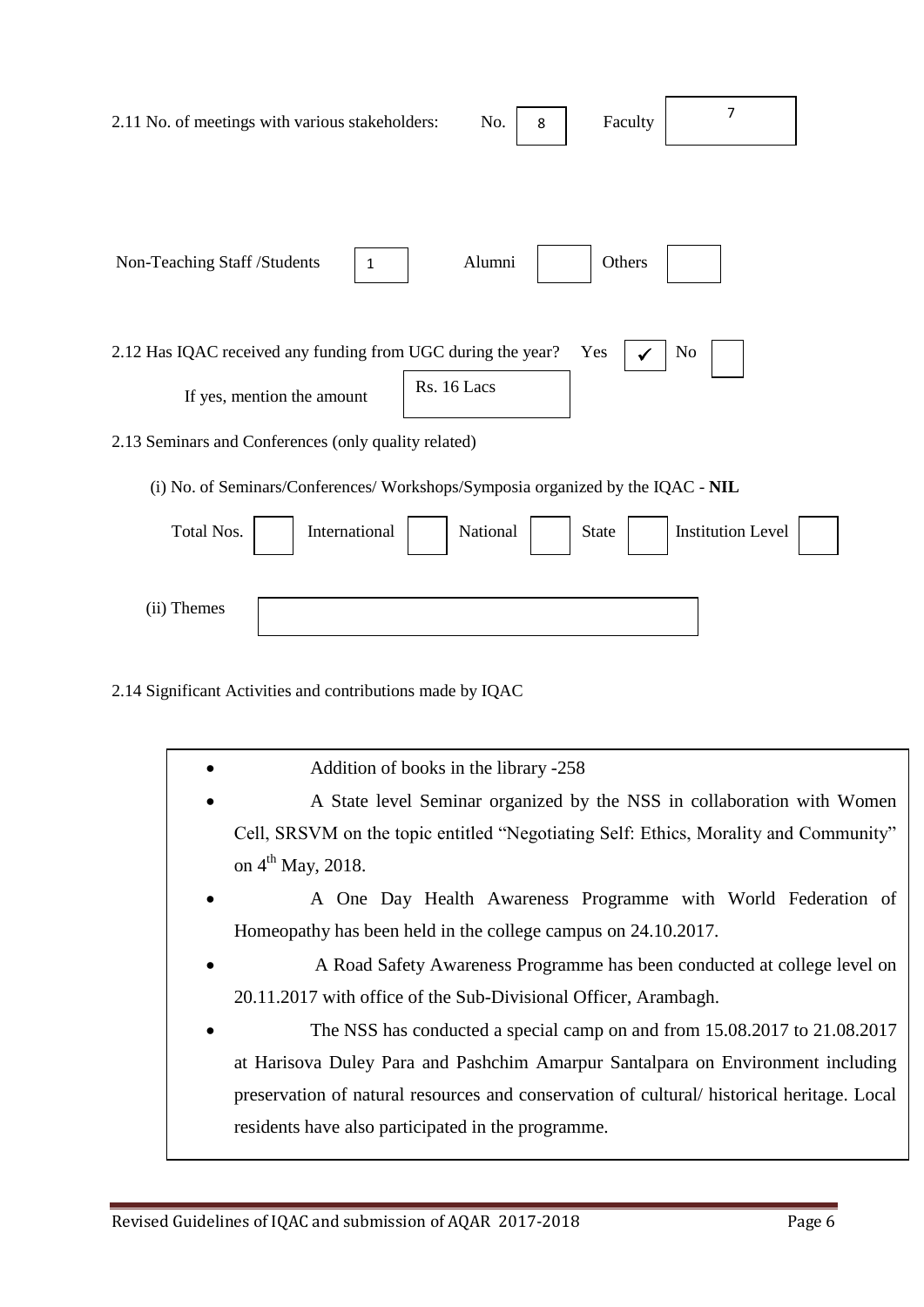2.11 No. of meetings with various stakeholders: No. 8 Faculty 7

Non-Teaching Staff /Students 1 Alumni Others

2.12 Has IQAC received any funding from UGC during the year? Yes ✓ No

If yes, mention the amount Rs. 16 Lacs

2.13 Seminars and Conferences (only quality related)

(i) No. of Seminars/Conferences/ Workshops/Symposia organized by the IQAC - **NIL**

| Total Nos. | International | National | State | Institution Level |
|---|---|---|---|---|
| | | | | |

(ii) Themes

2.14 Significant Activities and contributions made by IQAC

- Addition of books in the library -258
- A State level Seminar organized by the NSS in collaboration with Women Cell, SRSVM on the topic entitled "Negotiating Self: Ethics, Morality and Community" on 4th May, 2018.
- A One Day Health Awareness Programme with World Federation of Homeopathy has been held in the college campus on 24.10.2017.
- A Road Safety Awareness Programme has been conducted at college level on 20.11.2017 with office of the Sub-Divisional Officer, Arambagh.
- The NSS has conducted a special camp on and from 15.08.2017 to 21.08.2017 at Harisova Duley Para and Pashchim Amarpur Santalpara on Environment including preservation of natural resources and conservation of cultural/ historical heritage. Local residents have also participated in the programme.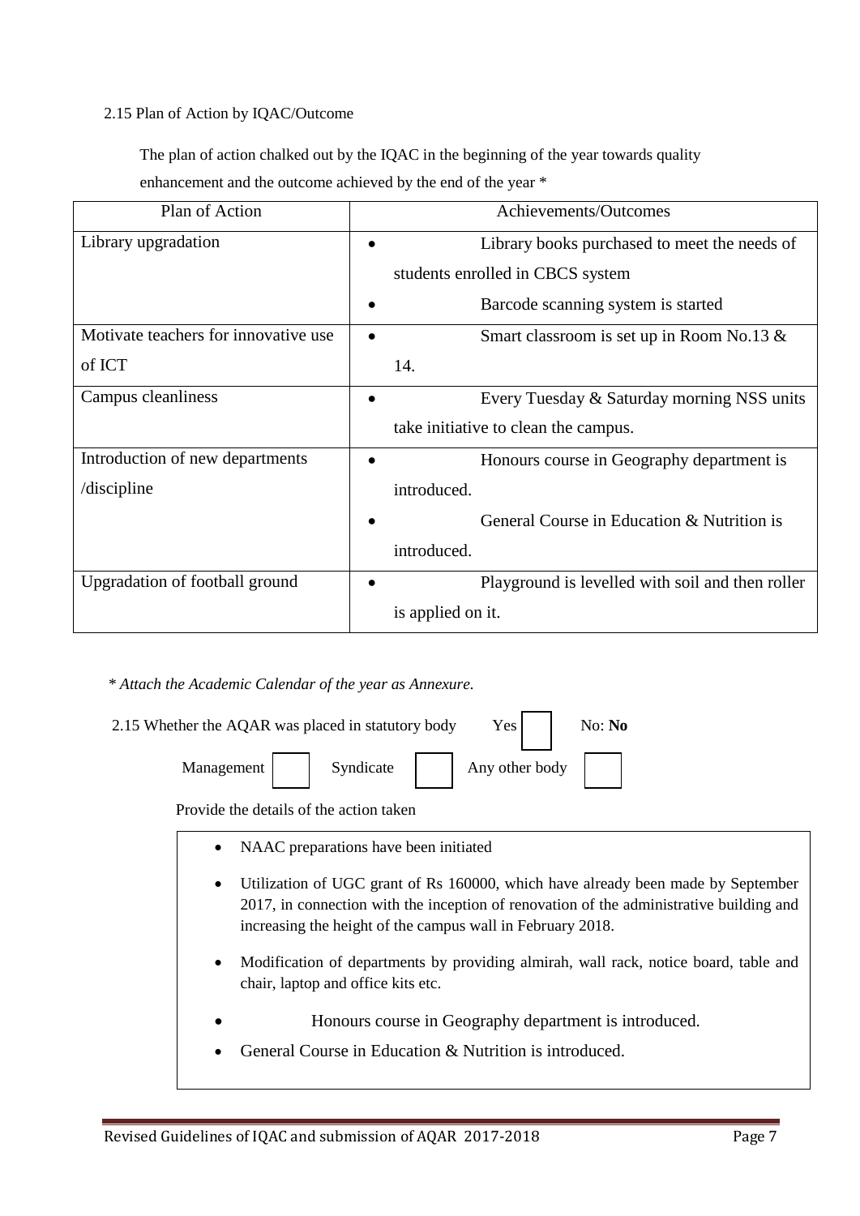2.15 Plan of Action by IQAC/Outcome

The plan of action chalked out by the IQAC in the beginning of the year towards quality enhancement and the outcome achieved by the end of the year *

| Plan of Action | Achievements/Outcomes |
|---|---|
| Library upgradation | • Library books purchased to meet the needs of students enrolled in CBCS system<br>• Barcode scanning system is started |
| Motivate teachers for innovative use of ICT | • Smart classroom is set up in Room No.13 & 14. |
| Campus cleanliness | • Every Tuesday & Saturday morning NSS units take initiative to clean the campus. |
| Introduction of new departments /discipline | • Honours course in Geography department is introduced.<br>• General Course in Education & Nutrition is introduced. |
| Upgradation of football ground | • Playground is levelled with soil and then roller is applied on it. |

*\* Attach the Academic Calendar of the year as Annexure.*

2.15 Whether the AQAR was placed in statutory body Yes ☐ No: **No**

Management ☐ Syndicate ☐ Any other body ☐

Provide the details of the action taken

- NAAC preparations have been initiated
- Utilization of UGC grant of Rs 160000, which have already been made by September 2017, in connection with the inception of renovation of the administrative building and increasing the height of the campus wall in February 2018.
- Modification of departments by providing almirah, wall rack, notice board, table and chair, laptop and office kits etc.
- Honours course in Geography department is introduced.
- General Course in Education & Nutrition is introduced.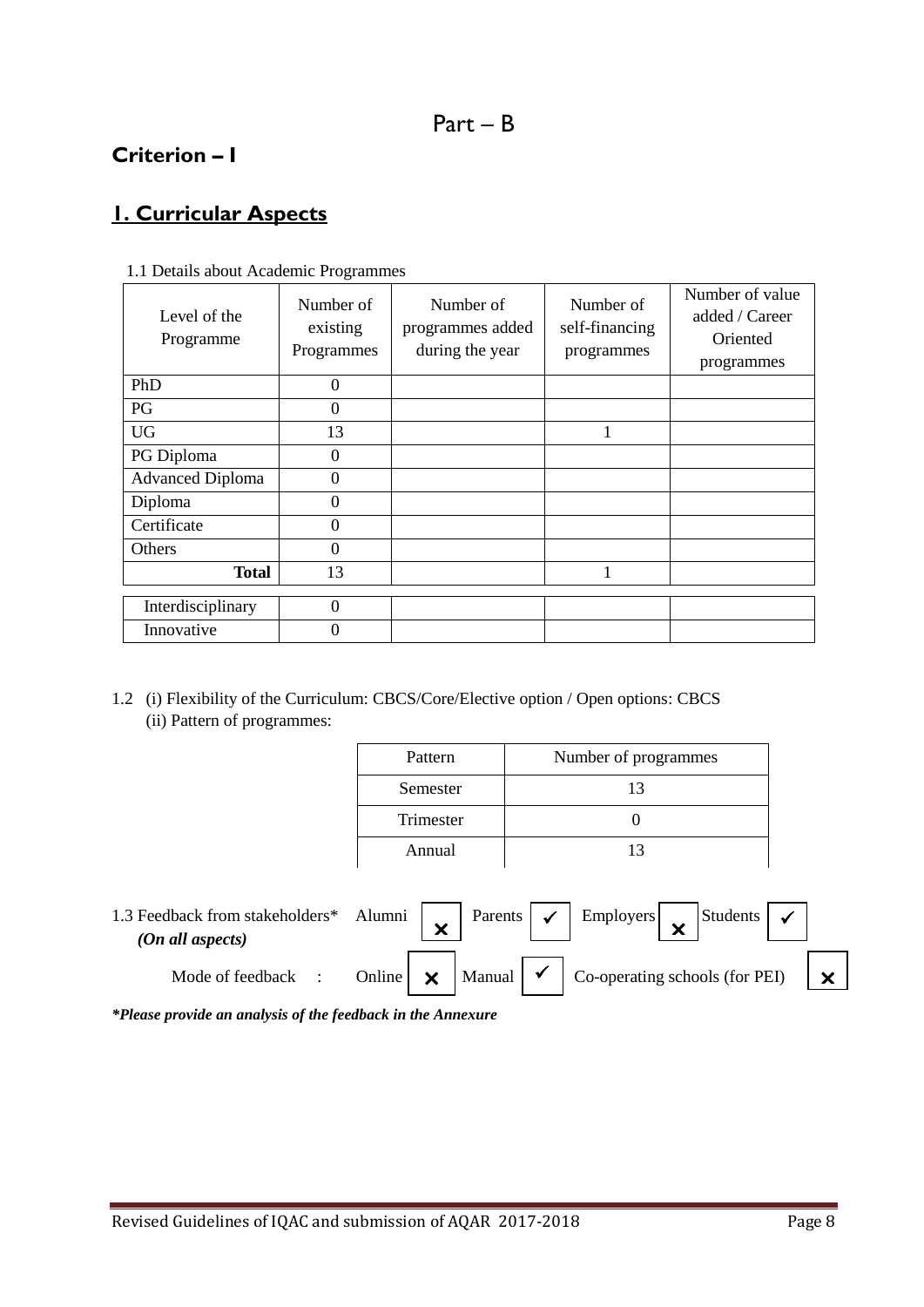# Part – B

## Criterion – I

## 1. Curricular Aspects

1.1 Details about Academic Programmes

| Level of the Programme | Number of existing Programmes | Number of programmes added during the year | Number of self-financing programmes | Number of value added / Career Oriented programmes |
|---|---|---|---|---|
| PhD | 0 | | | |
| PG | 0 | | | |
| UG | 13 | | 1 | |
| PG Diploma | 0 | | | |
| Advanced Diploma | 0 | | | |
| Diploma | 0 | | | |
| Certificate | 0 | | | |
| Others | 0 | | | |
| **Total** | 13 | | 1 | |
| Interdisciplinary | 0 | | | |
| Innovative | 0 | | | |

1.2 (i) Flexibility of the Curriculum: CBCS/Core/Elective option / Open options: CBCS

(ii) Pattern of programmes:

| Pattern | Number of programmes |
|---|---|
| Semester | 13 |
| Trimester | 0 |
| Annual | 13 |

1.3 Feedback from stakeholders* *(On all aspects)* Alumni ✗ Parents ✓ Employers ✗ Students ✓

Mode of feedback : Online ✗ Manual ✓ Co-operating schools (for PEI) ✗

***Please provide an analysis of the feedback in the Annexure***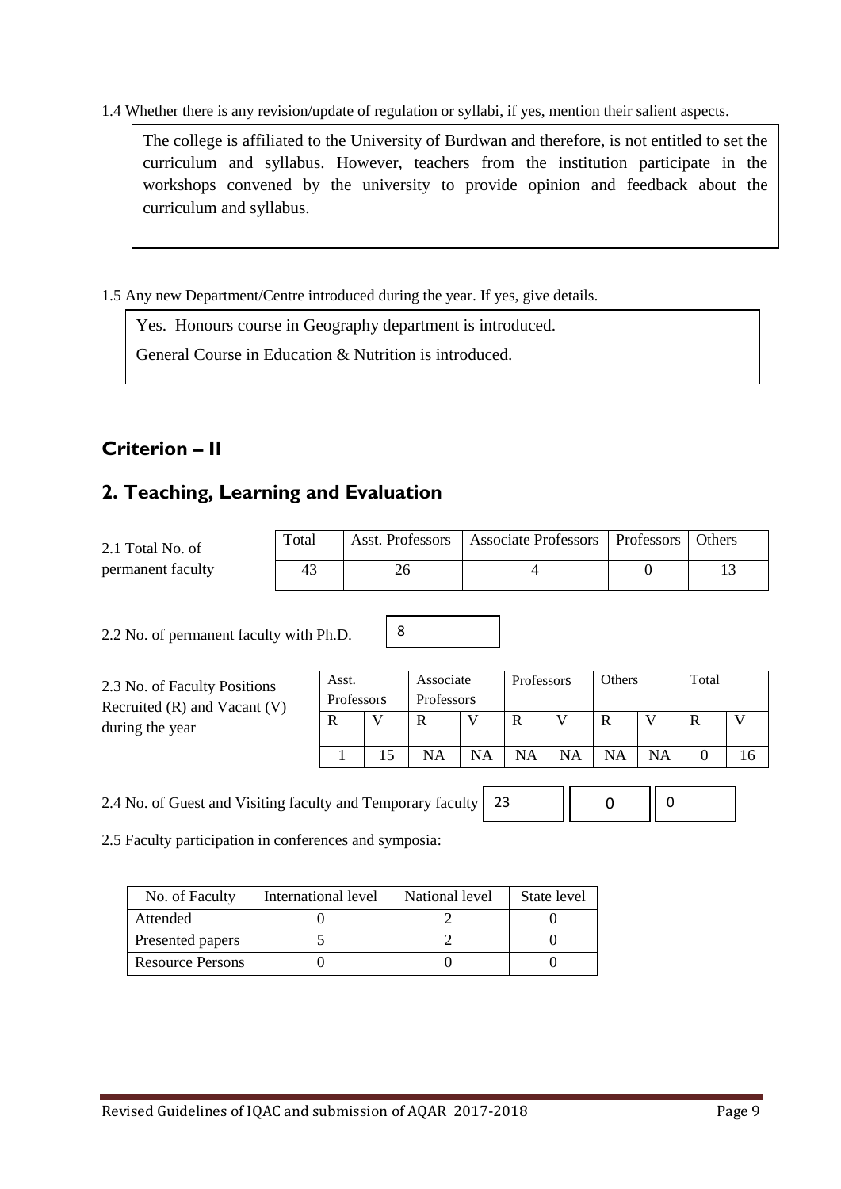1.4 Whether there is any revision/update of regulation or syllabi, if yes, mention their salient aspects.

The college is affiliated to the University of Burdwan and therefore, is not entitled to set the curriculum and syllabus. However, teachers from the institution participate in the workshops convened by the university to provide opinion and feedback about the curriculum and syllabus.

1.5 Any new Department/Centre introduced during the year. If yes, give details.

Yes. Honours course in Geography department is introduced.

General Course in Education & Nutrition is introduced.

## Criterion – II

## 2. Teaching, Learning and Evaluation

2.1 Total No. of permanent faculty

| Total | Asst. Professors | Associate Professors | Professors | Others |
|---|---|---|---|---|
| 43 | 26 | 4 | 0 | 13 |

2.2 No. of permanent faculty with Ph.D. 8

2.3 No. of Faculty Positions Recruited (R) and Vacant (V) during the year

| Asst. Professors | | Associate Professors | | Professors | | Others | | Total | |
|---|---|---|---|---|---|---|---|---|---|
| R | V | R | V | R | V | R | V | R | V |
| 1 | 15 | NA | NA | NA | NA | NA | NA | 0 | 16 |

2.4 No. of Guest and Visiting faculty and Temporary faculty 23 | 0 | 0

2.5 Faculty participation in conferences and symposia:

| No. of Faculty | International level | National level | State level |
|---|---|---|---|
| Attended | 0 | 2 | 0 |
| Presented papers | 5 | 2 | 0 |
| Resource Persons | 0 | 0 | 0 |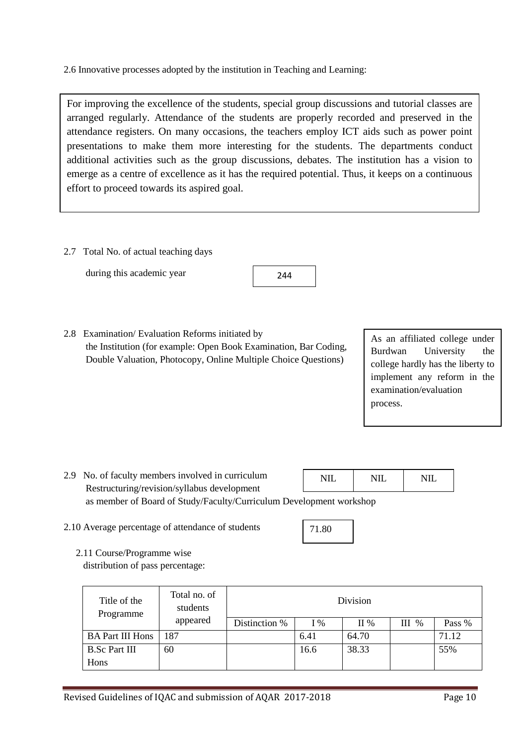2.6 Innovative processes adopted by the institution in Teaching and Learning:

For improving the excellence of the students, special group discussions and tutorial classes are arranged regularly. Attendance of the students are properly recorded and preserved in the attendance registers. On many occasions, the teachers employ ICT aids such as power point presentations to make them more interesting for the students. The departments conduct additional activities such as the group discussions, debates. The institution has a vision to emerge as a centre of excellence as it has the required potential. Thus, it keeps on a continuous effort to proceed towards its aspired goal.

2.7 Total No. of actual teaching days during this academic year

244

2.8 Examination/ Evaluation Reforms initiated by the Institution (for example: Open Book Examination, Bar Coding, Double Valuation, Photocopy, Online Multiple Choice Questions)

As an affiliated college under Burdwan University the college hardly has the liberty to implement any reform in the examination/evaluation process.

2.9 No. of faculty members involved in curriculum Restructuring/revision/syllabus development as member of Board of Study/Faculty/Curriculum Development workshop

| NIL | NIL | NIL |
|---|---|---|

2.10 Average percentage of attendance of students

71.80

2.11 Course/Programme wise distribution of pass percentage:

| Title of the Programme | Total no. of students appeared | Division | | | | |
|---|---|---|---|---|---|---|
| | | Distinction % | I % | II % | III % | Pass % |
| BA Part III Hons | 187 | | 6.41 | 64.70 | | 71.12 |
| B.Sc Part III Hons | 60 | | 16.6 | 38.33 | | 55% |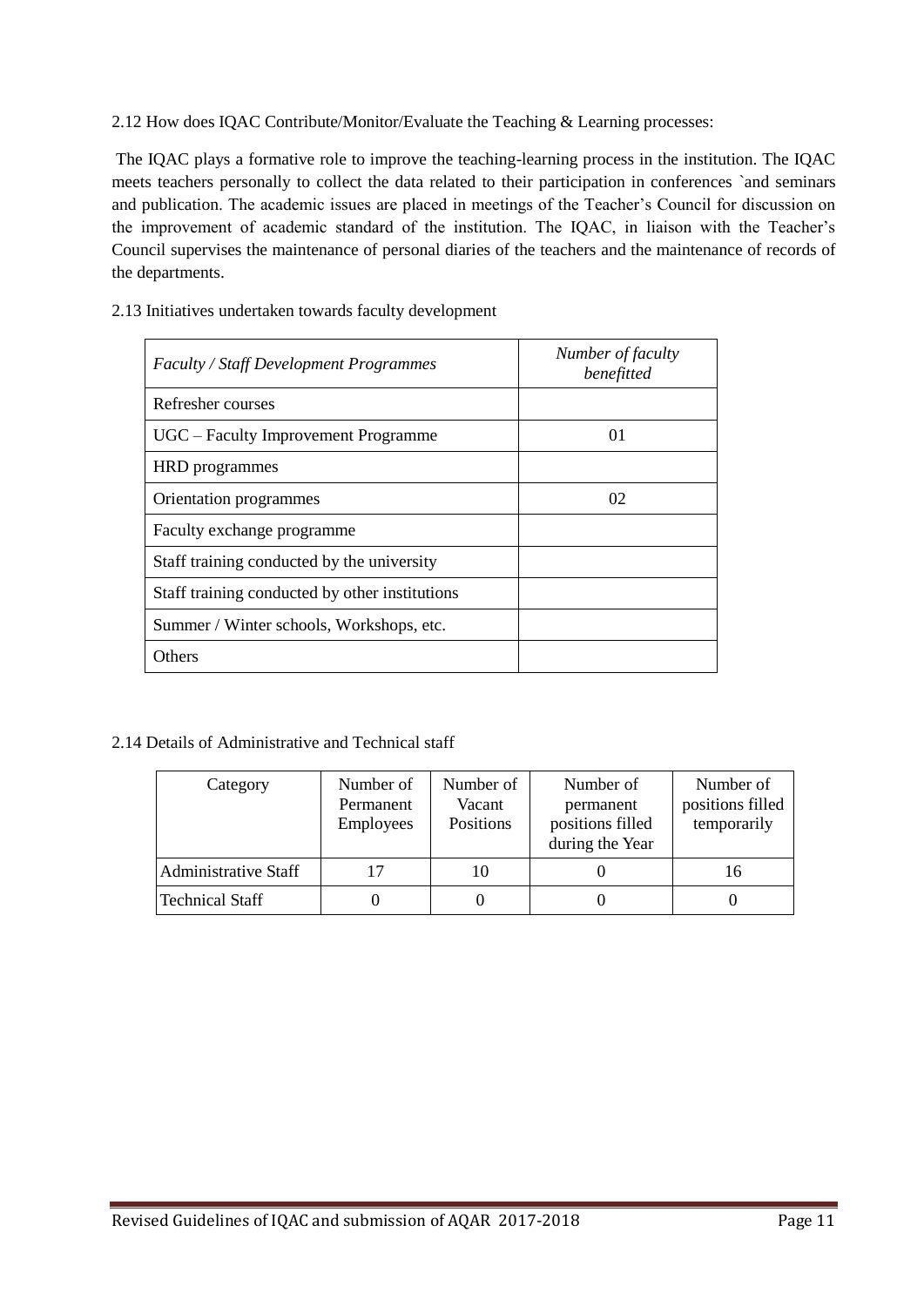2.12 How does IQAC Contribute/Monitor/Evaluate the Teaching & Learning processes:

The IQAC plays a formative role to improve the teaching-learning process in the institution. The IQAC meets teachers personally to collect the data related to their participation in conferences `and seminars and publication. The academic issues are placed in meetings of the Teacher's Council for discussion on the improvement of academic standard of the institution. The IQAC, in liaison with the Teacher's Council supervises the maintenance of personal diaries of the teachers and the maintenance of records of the departments.

2.13 Initiatives undertaken towards faculty development

| *Faculty / Staff Development Programmes* | *Number of faculty benefitted* |
|---|---|
| Refresher courses | |
| UGC – Faculty Improvement Programme | 01 |
| HRD programmes | |
| Orientation programmes | 02 |
| Faculty exchange programme | |
| Staff training conducted by the university | |
| Staff training conducted by other institutions | |
| Summer / Winter schools, Workshops, etc. | |
| Others | |

2.14 Details of Administrative and Technical staff

| Category | Number of Permanent Employees | Number of Vacant Positions | Number of permanent positions filled during the Year | Number of positions filled temporarily |
|---|---|---|---|---|
| Administrative Staff | 17 | 10 | 0 | 16 |
| Technical Staff | 0 | 0 | 0 | 0 |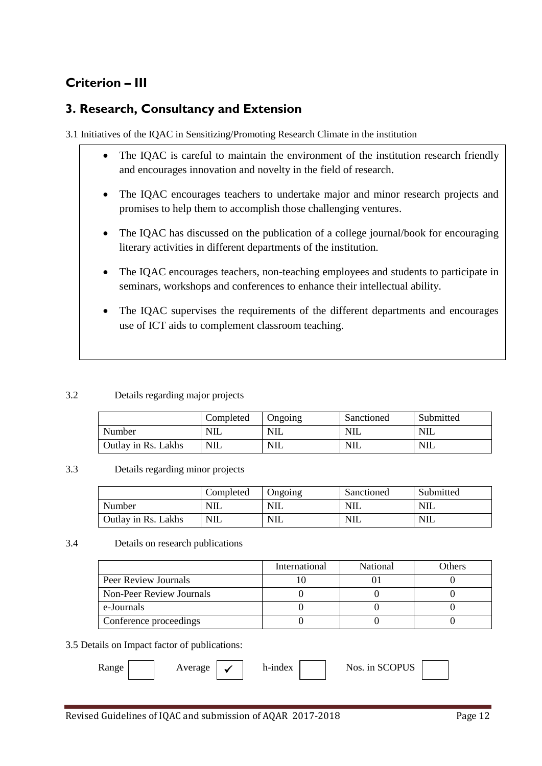## Criterion – III

## 3. Research, Consultancy and Extension

3.1 Initiatives of the IQAC in Sensitizing/Promoting Research Climate in the institution

- The IQAC is careful to maintain the environment of the institution research friendly and encourages innovation and novelty in the field of research.
- The IQAC encourages teachers to undertake major and minor research projects and promises to help them to accomplish those challenging ventures.
- The IQAC has discussed on the publication of a college journal/book for encouraging literary activities in different departments of the institution.
- The IQAC encourages teachers, non-teaching employees and students to participate in seminars, workshops and conferences to enhance their intellectual ability.
- The IQAC supervises the requirements of the different departments and encourages use of ICT aids to complement classroom teaching.

3.2 Details regarding major projects

| | Completed | Ongoing | Sanctioned | Submitted |
|---|---|---|---|---|
| Number | NIL | NIL | NIL | NIL |
| Outlay in Rs. Lakhs | NIL | NIL | NIL | NIL |

3.3 Details regarding minor projects

| | Completed | Ongoing | Sanctioned | Submitted |
|---|---|---|---|---|
| Number | NIL | NIL | NIL | NIL |
| Outlay in Rs. Lakhs | NIL | NIL | NIL | NIL |

3.4 Details on research publications

| | International | National | Others |
|---|---|---|---|
| Peer Review Journals | 10 | 01 | 0 |
| Non-Peer Review Journals | 0 | 0 | 0 |
| e-Journals | 0 | 0 | 0 |
| Conference proceedings | 0 | 0 | 0 |

3.5 Details on Impact factor of publications:

Range [ ] Average [✓] h-index [ ] Nos. in SCOPUS [ ]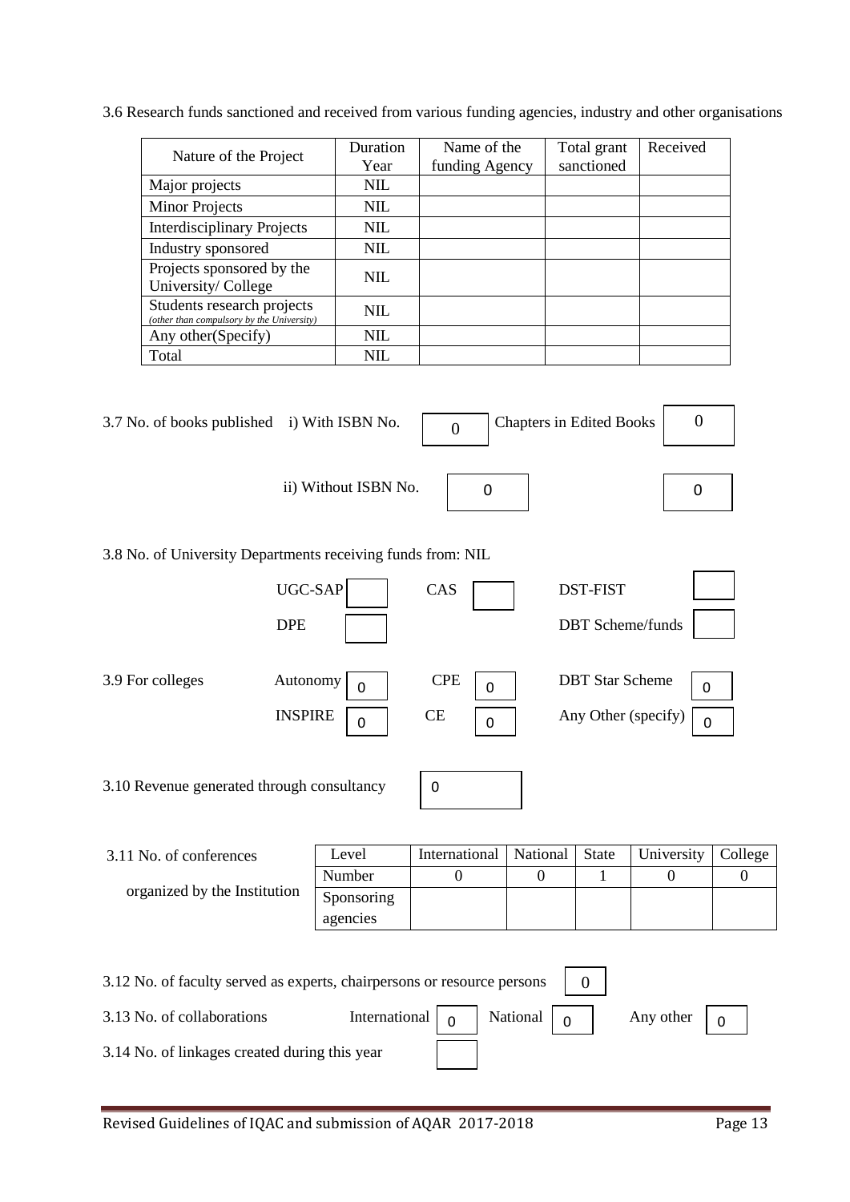3.6 Research funds sanctioned and received from various funding agencies, industry and other organisations

| Nature of the Project | Duration Year | Name of the funding Agency | Total grant sanctioned | Received |
|---|---|---|---|---|
| Major projects | NIL | | | |
| Minor Projects | NIL | | | |
| Interdisciplinary Projects | NIL | | | |
| Industry sponsored | NIL | | | |
| Projects sponsored by the University/ College | NIL | | | |
| Students research projects *(other than compulsory by the University)* | NIL | | | |
| Any other(Specify) | NIL | | | |
| Total | NIL | | | |

3.7 No. of books published i) With ISBN No. 0 Chapters in Edited Books 0

ii) Without ISBN No. 0 0

3.8 No. of University Departments receiving funds from: NIL

UGC-SAP CAS DST-FIST

DPE DBT Scheme/funds

3.9 For colleges Autonomy 0 CPE 0 DBT Star Scheme 0

INSPIRE 0 CE 0 Any Other (specify) 0

3.10 Revenue generated through consultancy 0

3.11 No. of conferences organized by the Institution

| Level | International | National | State | University | College |
|---|---|---|---|---|---|
| Number | 0 | 0 | 1 | 0 | 0 |
| Sponsoring agencies | | | | | |

3.12 No. of faculty served as experts, chairpersons or resource persons 0

3.13 No. of collaborations International 0 National 0 Any other 0

3.14 No. of linkages created during this year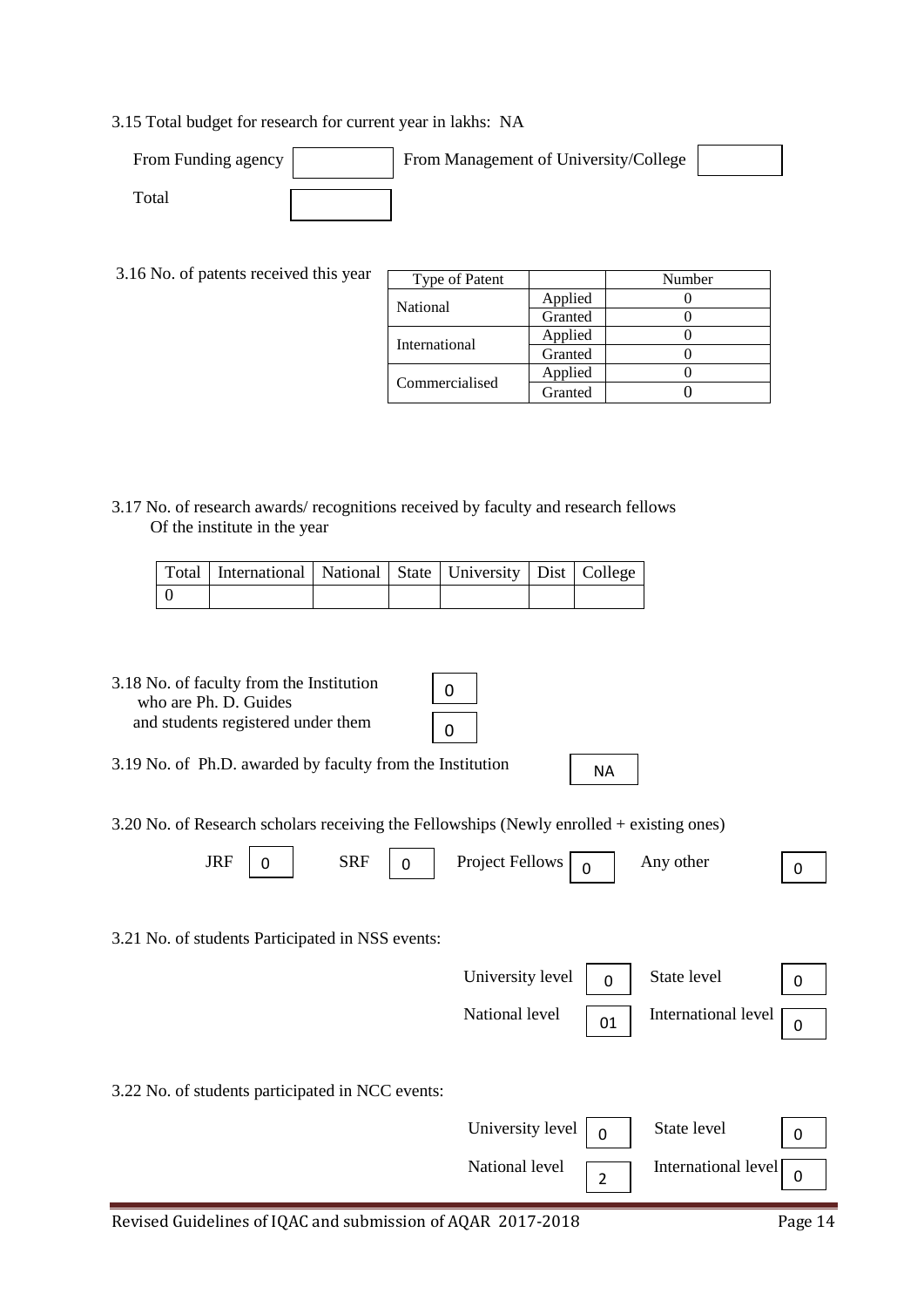3.15 Total budget for research for current year in lakhs: NA

| From Funding agency | | From Management of University/College | |
|---|---|---|---|
| Total | | | |

3.16 No. of patents received this year

| Type of Patent | | Number |
|---|---|---|
| National | Applied | 0 |
| | Granted | 0 |
| International | Applied | 0 |
| | Granted | 0 |
| Commercialised | Applied | 0 |
| | Granted | 0 |

3.17 No. of research awards/ recognitions received by faculty and research fellows Of the institute in the year

| Total | International | National | State | University | Dist | College |
|---|---|---|---|---|---|---|
| 0 | | | | | | |

3.18 No. of faculty from the Institution who are Ph. D. Guides: 0

and students registered under them: 0

3.19 No. of Ph.D. awarded by faculty from the Institution: NA

3.20 No. of Research scholars receiving the Fellowships (Newly enrolled + existing ones)

| JRF | SRF | Project Fellows | Any other |
|---|---|---|---|
| 0 | 0 | 0 | 0 |

3.21 No. of students Participated in NSS events:

| University level | State level | National level | International level |
|---|---|---|---|
| 0 | 0 | 01 | 0 |

3.22 No. of students participated in NCC events:

| University level | State level | National level | International level |
|---|---|---|---|
| 0 | 0 | 2 | 0 |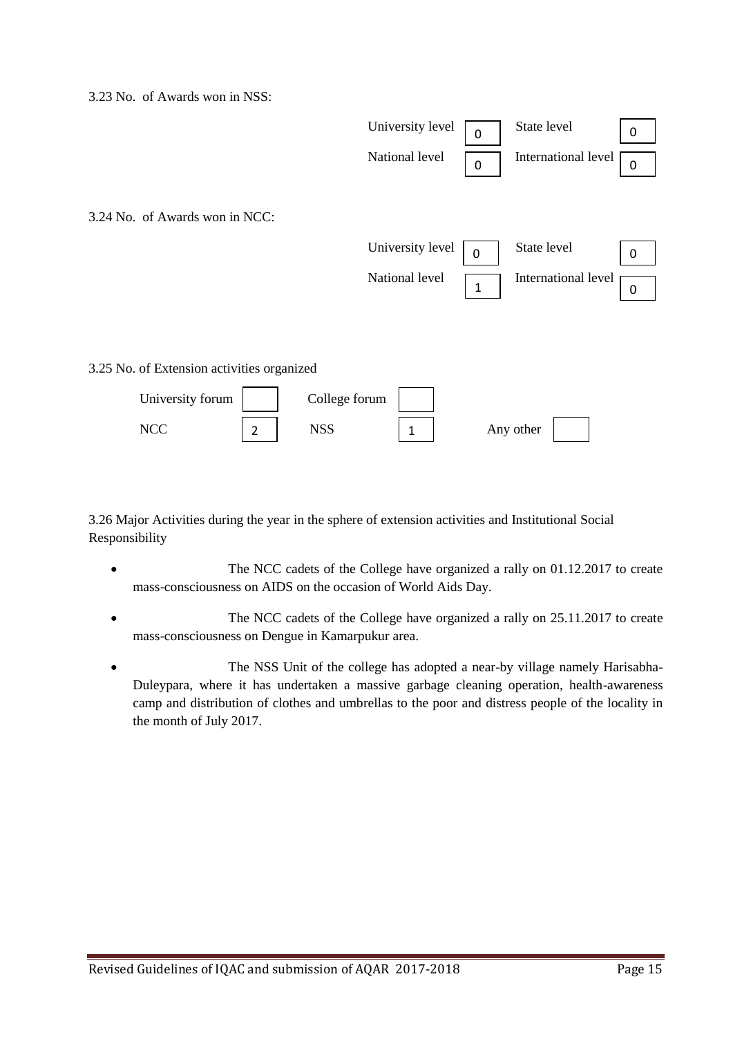3.23 No. of Awards won in NSS:

| | | | |
|---|---|---|---|
| University level | 0 | State level | 0 |
| National level | 0 | International level | 0 |

3.24 No. of Awards won in NCC:

| | | | |
|---|---|---|---|
| University level | 0 | State level | 0 |
| National level | 1 | International level | 0 |

3.25 No. of Extension activities organized

| | | | | | |
|---|---|---|---|---|---|
| University forum | | College forum | | | |
| NCC | 2 | NSS | 1 | Any other | |

3.26 Major Activities during the year in the sphere of extension activities and Institutional Social Responsibility

- The NCC cadets of the College have organized a rally on 01.12.2017 to create mass-consciousness on AIDS on the occasion of World Aids Day.
- The NCC cadets of the College have organized a rally on 25.11.2017 to create mass-consciousness on Dengue in Kamarpukur area.
- The NSS Unit of the college has adopted a near-by village namely Harisabha-Duleypara, where it has undertaken a massive garbage cleaning operation, health-awareness camp and distribution of clothes and umbrellas to the poor and distress people of the locality in the month of July 2017.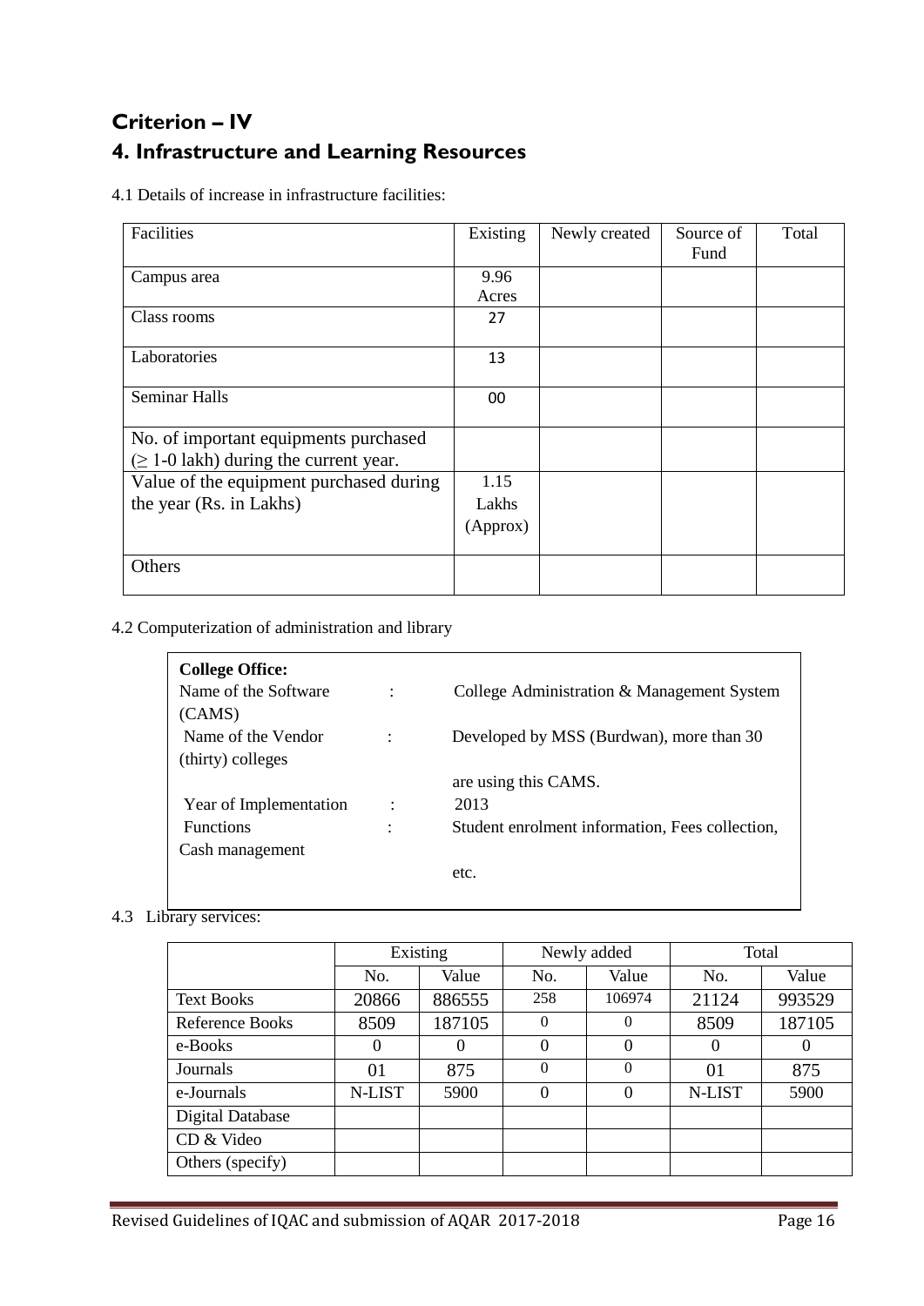# Criterion – IV

## 4. Infrastructure and Learning Resources

4.1 Details of increase in infrastructure facilities:

| Facilities | Existing | Newly created | Source of Fund | Total |
|---|---|---|---|---|
| Campus area | 9.96 Acres | | | |
| Class rooms | 27 | | | |
| Laboratories | 13 | | | |
| Seminar Halls | 00 | | | |
| No. of important equipments purchased (≥ 1-0 lakh) during the current year. | | | | |
| Value of the equipment purchased during the year (Rs. in Lakhs) | 1.15 Lakhs (Approx) | | | |
| Others | | | | |

4.2 Computerization of administration and library

**College Office:**

Name of the Software : College Administration & Management System (CAMS)

Name of the Vendor : Developed by MSS (Burdwan), more than 30 (thirty) colleges are using this CAMS.

Year of Implementation : 2013

Functions : Student enrolment information, Fees collection, Cash management etc.

4.3 Library services:

| | Existing | | Newly added | | Total | |
|---|---|---|---|---|---|---|
| | No. | Value | No. | Value | No. | Value |
| Text Books | 20866 | 886555 | 258 | 106974 | 21124 | 993529 |
| Reference Books | 8509 | 187105 | 0 | 0 | 8509 | 187105 |
| e-Books | 0 | 0 | 0 | 0 | 0 | 0 |
| Journals | 01 | 875 | 0 | 0 | 01 | 875 |
| e-Journals | N-LIST | 5900 | 0 | 0 | N-LIST | 5900 |
| Digital Database | | | | | | |
| CD & Video | | | | | | |
| Others (specify) | | | | | | |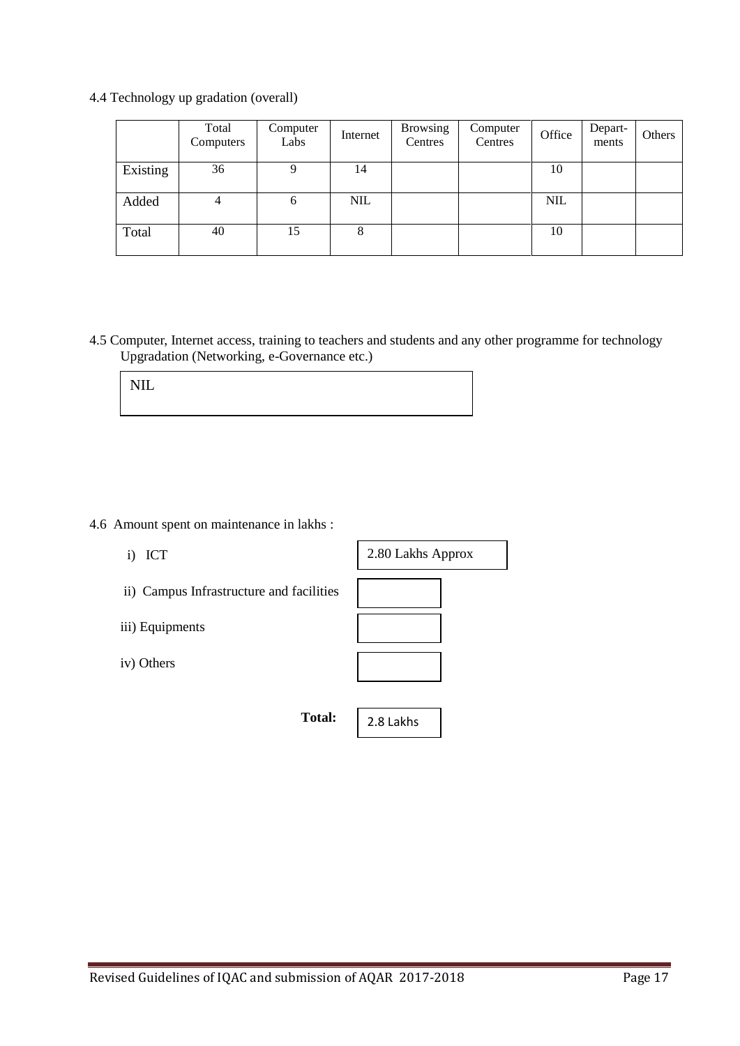4.4 Technology up gradation (overall)

| | Total Computers | Computer Labs | Internet | Browsing Centres | Computer Centres | Office | Depart-ments | Others |
|---|---|---|---|---|---|---|---|---|
| Existing | 36 | 9 | 14 | | | 10 | | |
| Added | 4 | 6 | NIL | | | NIL | | |
| Total | 40 | 15 | 8 | | | 10 | | |

4.5 Computer, Internet access, training to teachers and students and any other programme for technology Upgradation (Networking, e-Governance etc.)

NIL

4.6 Amount spent on maintenance in lakhs :

i) ICT: 2.80 Lakhs Approx

ii) Campus Infrastructure and facilities:

iii) Equipments:

iv) Others:

**Total:** 2.8 Lakhs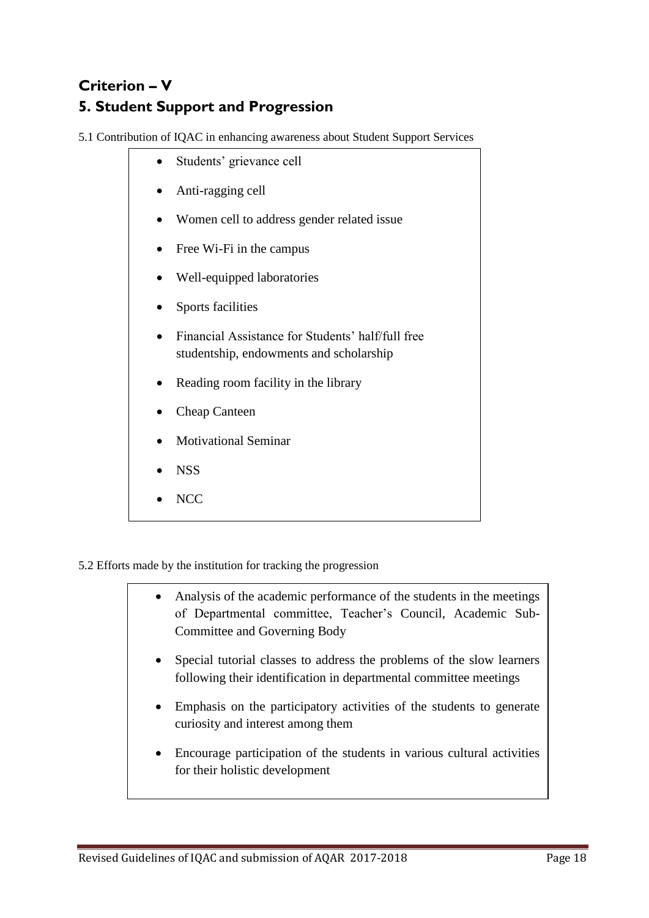# Criterion – V

## 5. Student Support and Progression

5.1 Contribution of IQAC in enhancing awareness about Student Support Services

- Students' grievance cell
- Anti-ragging cell
- Women cell to address gender related issue
- Free Wi-Fi in the campus
- Well-equipped laboratories
- Sports facilities
- Financial Assistance for Students' half/full free studentship, endowments and scholarship
- Reading room facility in the library
- Cheap Canteen
- Motivational Seminar
- NSS
- NCC

5.2 Efforts made by the institution for tracking the progression

- Analysis of the academic performance of the students in the meetings of Departmental committee, Teacher's Council, Academic Sub-Committee and Governing Body
- Special tutorial classes to address the problems of the slow learners following their identification in departmental committee meetings
- Emphasis on the participatory activities of the students to generate curiosity and interest among them
- Encourage participation of the students in various cultural activities for their holistic development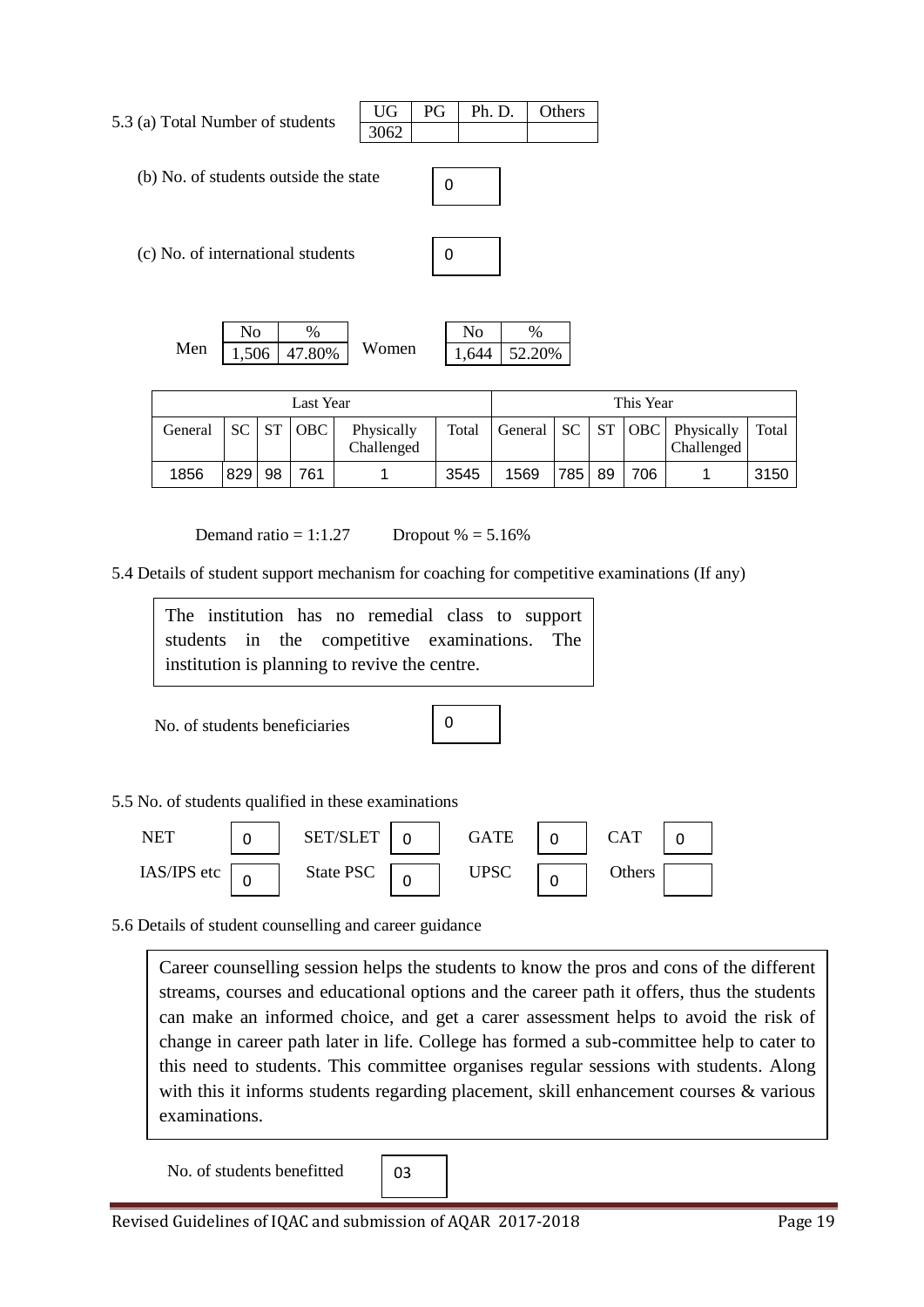5.3 (a) Total Number of students

| UG | PG | Ph. D. | Others |
|---|---|---|---|
| 3062 | | | |

(b) No. of students outside the state: 0

(c) No. of international students: 0

| | No | % | | No | % |
|---|---|---|---|---|---|
| Men | 1,506 | 47.80% | Women | 1,644 | 52.20% |

| Last Year | | | | | | This Year | | | | | |
|---|---|---|---|---|---|---|---|---|---|---|---|
| General | SC | ST | OBC | Physically Challenged | Total | General | SC | ST | OBC | Physically Challenged | Total |
| 1856 | 829 | 98 | 761 | 1 | 3545 | 1569 | 785 | 89 | 706 | 1 | 3150 |

Demand ratio = 1:1.27 Dropout % = 5.16%

5.4 Details of student support mechanism for coaching for competitive examinations (If any)

The institution has no remedial class to support students in the competitive examinations. The institution is planning to revive the centre.

No. of students beneficiaries: 0

5.5 No. of students qualified in these examinations

| NET | 0 | SET/SLET | 0 | GATE | 0 | CAT | 0 |
|---|---|---|---|---|---|---|---|
| IAS/IPS etc | 0 | State PSC | 0 | UPSC | 0 | Others | |

5.6 Details of student counselling and career guidance

Career counselling session helps the students to know the pros and cons of the different streams, courses and educational options and the career path it offers, thus the students can make an informed choice, and get a carer assessment helps to avoid the risk of change in career path later in life. College has formed a sub-committee help to cater to this need to students. This committee organises regular sessions with students. Along with this it informs students regarding placement, skill enhancement courses & various examinations.

No. of students benefitted: 03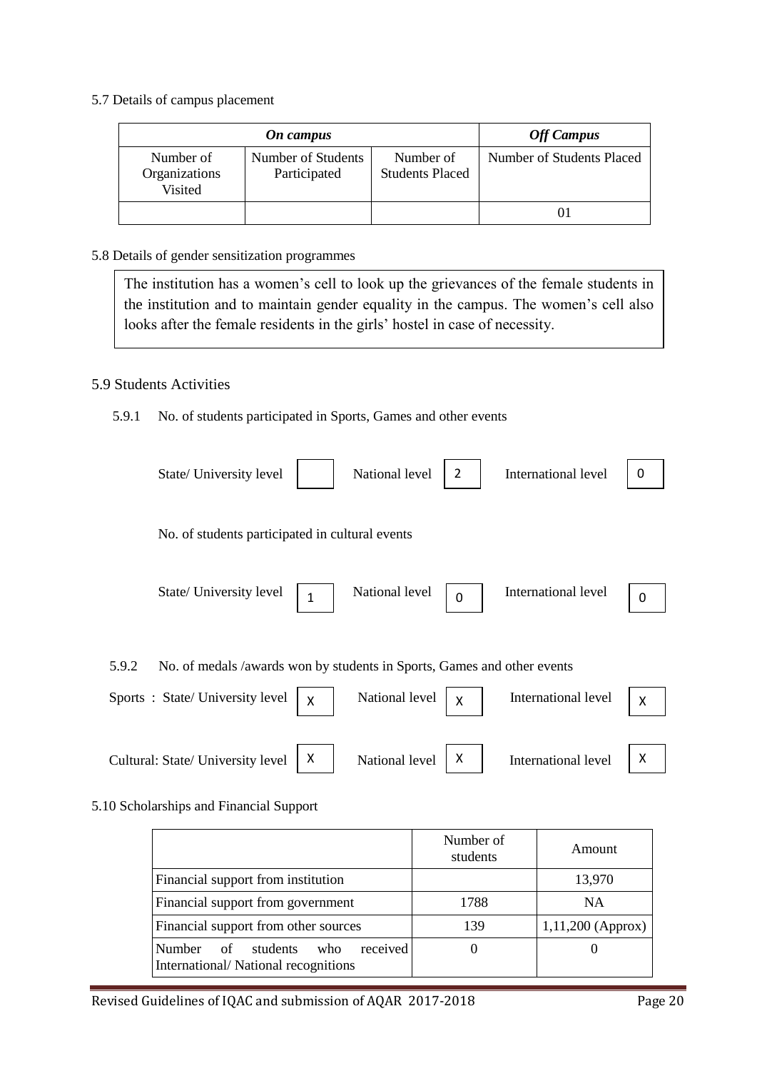5.7 Details of campus placement

| *On campus* | | | *Off Campus* |
|---|---|---|---|
| Number of Organizations Visited | Number of Students Participated | Number of Students Placed | Number of Students Placed |
| | | | 01 |

5.8 Details of gender sensitization programmes

The institution has a women's cell to look up the grievances of the female students in the institution and to maintain gender equality in the campus. The women's cell also looks after the female residents in the girls' hostel in case of necessity.

5.9 Students Activities

5.9.1 No. of students participated in Sports, Games and other events

State/ University level [ ] National level [2] International level [0]

No. of students participated in cultural events

State/ University level [1] National level [0] International level [0]

5.9.2 No. of medals /awards won by students in Sports, Games and other events

Sports : State/ University level [X] National level [X] International level [X]

Cultural: State/ University level [X] National level [X] International level [X]

5.10 Scholarships and Financial Support

| | Number of students | Amount |
|---|---|---|
| Financial support from institution | | 13,970 |
| Financial support from government | 1788 | NA |
| Financial support from other sources | 139 | 1,11,200 (Approx) |
| Number of students who received International/ National recognitions | 0 | 0 |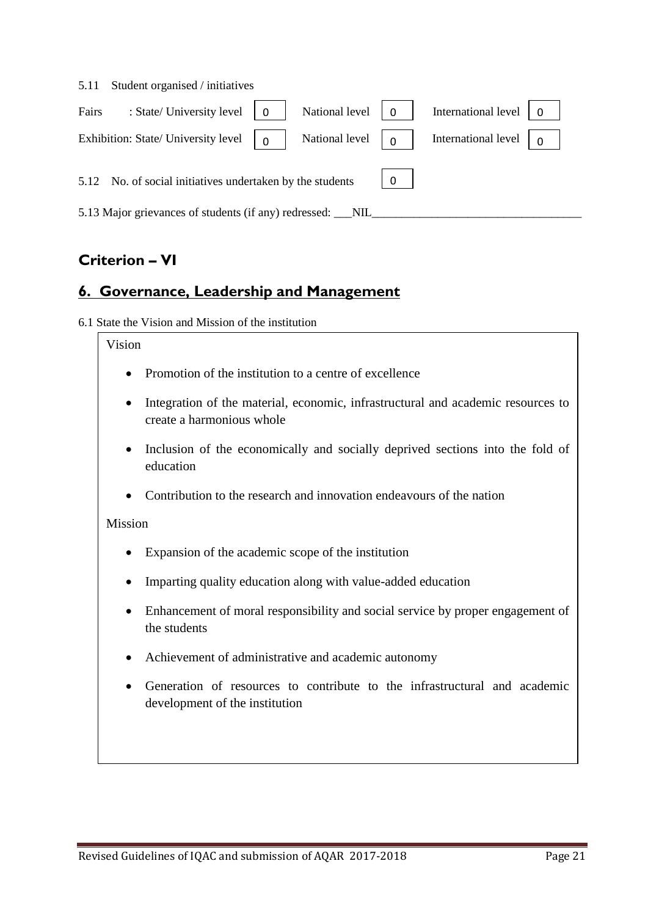5.11 Student organised / initiatives

| | State/ University level | National level | International level |
|---|---|---|---|
| Fairs | 0 | 0 | 0 |
| Exhibition | 0 | 0 | 0 |

5.12 No. of social initiatives undertaken by the students: 0

5.13 Major grievances of students (if any) redressed: ___NIL___

## Criterion – VI

## 6. Governance, Leadership and Management

6.1 State the Vision and Mission of the institution

Vision

- Promotion of the institution to a centre of excellence
- Integration of the material, economic, infrastructural and academic resources to create a harmonious whole
- Inclusion of the economically and socially deprived sections into the fold of education
- Contribution to the research and innovation endeavours of the nation

Mission

- Expansion of the academic scope of the institution
- Imparting quality education along with value-added education
- Enhancement of moral responsibility and social service by proper engagement of the students
- Achievement of administrative and academic autonomy
- Generation of resources to contribute to the infrastructural and academic development of the institution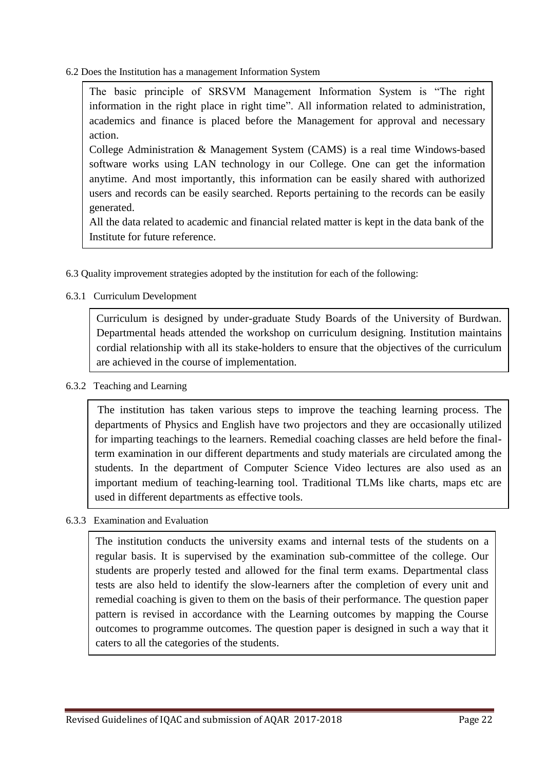6.2 Does the Institution has a management Information System

The basic principle of SRSVM Management Information System is "The right information in the right place in right time". All information related to administration, academics and finance is placed before the Management for approval and necessary action.

College Administration & Management System (CAMS) is a real time Windows-based software works using LAN technology in our College. One can get the information anytime. And most importantly, this information can be easily shared with authorized users and records can be easily searched. Reports pertaining to the records can be easily generated.

All the data related to academic and financial related matter is kept in the data bank of the Institute for future reference.

6.3 Quality improvement strategies adopted by the institution for each of the following:

6.3.1 Curriculum Development

Curriculum is designed by under-graduate Study Boards of the University of Burdwan. Departmental heads attended the workshop on curriculum designing. Institution maintains cordial relationship with all its stake-holders to ensure that the objectives of the curriculum are achieved in the course of implementation.

6.3.2 Teaching and Learning

The institution has taken various steps to improve the teaching learning process. The departments of Physics and English have two projectors and they are occasionally utilized for imparting teachings to the learners. Remedial coaching classes are held before the final-term examination in our different departments and study materials are circulated among the students. In the department of Computer Science Video lectures are also used as an important medium of teaching-learning tool. Traditional TLMs like charts, maps etc are used in different departments as effective tools.

6.3.3 Examination and Evaluation

The institution conducts the university exams and internal tests of the students on a regular basis. It is supervised by the examination sub-committee of the college. Our students are properly tested and allowed for the final term exams. Departmental class tests are also held to identify the slow-learners after the completion of every unit and remedial coaching is given to them on the basis of their performance. The question paper pattern is revised in accordance with the Learning outcomes by mapping the Course outcomes to programme outcomes. The question paper is designed in such a way that it caters to all the categories of the students.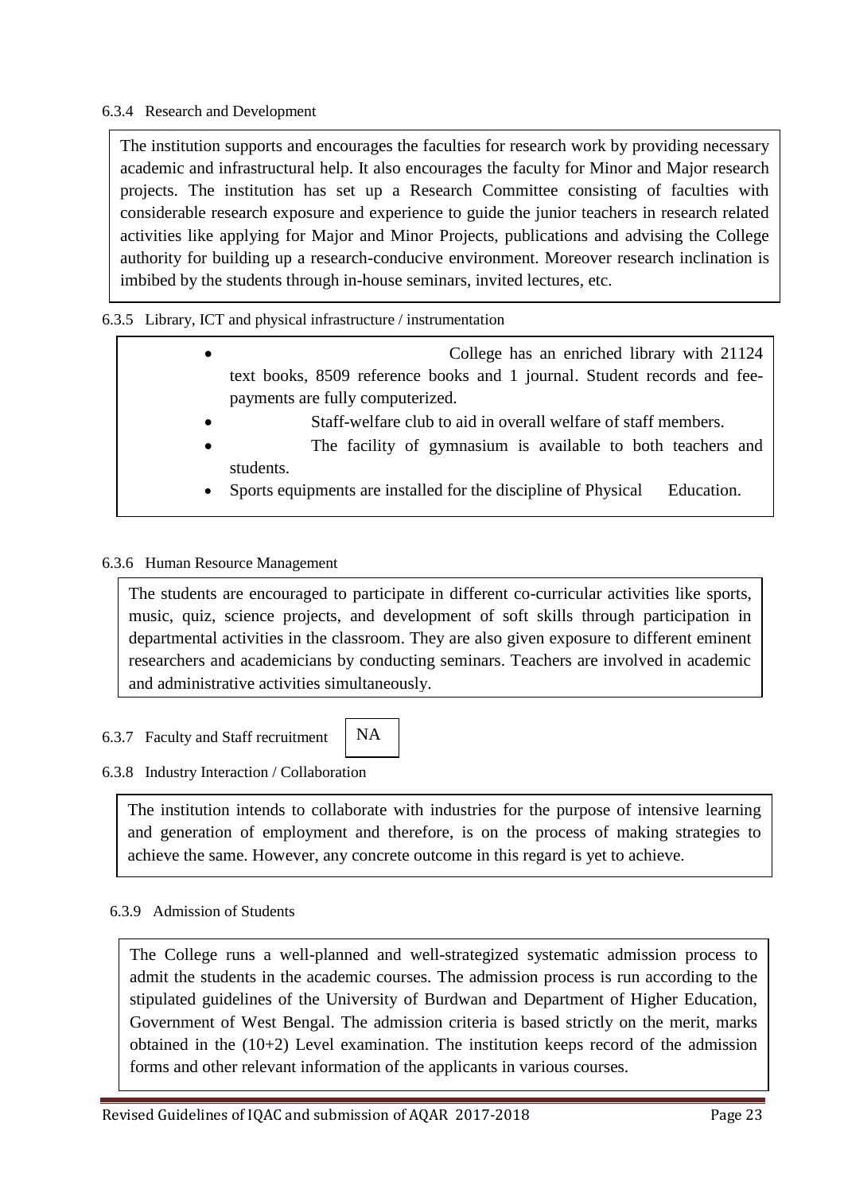6.3.4 Research and Development

The institution supports and encourages the faculties for research work by providing necessary academic and infrastructural help. It also encourages the faculty for Minor and Major research projects. The institution has set up a Research Committee consisting of faculties with considerable research exposure and experience to guide the junior teachers in research related activities like applying for Major and Minor Projects, publications and advising the College authority for building up a research-conducive environment. Moreover research inclination is imbibed by the students through in-house seminars, invited lectures, etc.

6.3.5 Library, ICT and physical infrastructure / instrumentation

- College has an enriched library with 21124 text books, 8509 reference books and 1 journal. Student records and fee-payments are fully computerized.
- Staff-welfare club to aid in overall welfare of staff members.
- The facility of gymnasium is available to both teachers and students.
- Sports equipments are installed for the discipline of Physical Education.

6.3.6 Human Resource Management

The students are encouraged to participate in different co-curricular activities like sports, music, quiz, science projects, and development of soft skills through participation in departmental activities in the classroom. They are also given exposure to different eminent researchers and academicians by conducting seminars. Teachers are involved in academic and administrative activities simultaneously.

6.3.7 Faculty and Staff recruitment: NA

6.3.8 Industry Interaction / Collaboration

The institution intends to collaborate with industries for the purpose of intensive learning and generation of employment and therefore, is on the process of making strategies to achieve the same. However, any concrete outcome in this regard is yet to achieve.

6.3.9 Admission of Students

The College runs a well-planned and well-strategized systematic admission process to admit the students in the academic courses. The admission process is run according to the stipulated guidelines of the University of Burdwan and Department of Higher Education, Government of West Bengal. The admission criteria is based strictly on the merit, marks obtained in the (10+2) Level examination. The institution keeps record of the admission forms and other relevant information of the applicants in various courses.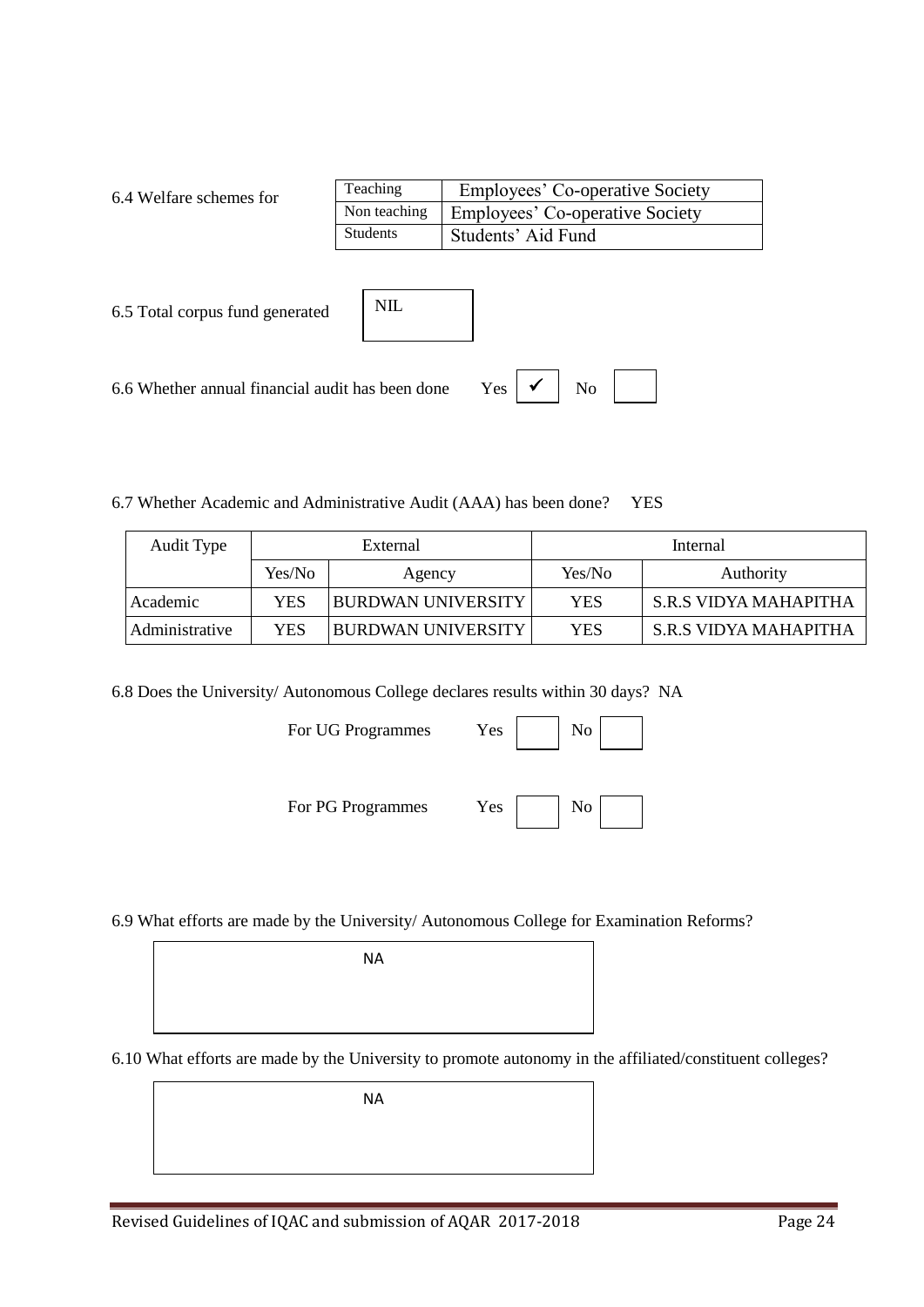6.4 Welfare schemes for

| | |
|---|---|
| Teaching | Employees' Co-operative Society |
| Non teaching | Employees' Co-operative Society |
| Students | Students' Aid Fund |

6.5 Total corpus fund generated: NIL

6.6 Whether annual financial audit has been done Yes ✓ No

6.7 Whether Academic and Administrative Audit (AAA) has been done? YES

| Audit Type | External | | Internal | |
|---|---|---|---|---|
| | Yes/No | Agency | Yes/No | Authority |
| Academic | YES | BURDWAN UNIVERSITY | YES | S.R.S VIDYA MAHAPITHA |
| Administrative | YES | BURDWAN UNIVERSITY | YES | S.R.S VIDYA MAHAPITHA |

6.8 Does the University/ Autonomous College declares results within 30 days? NA

For UG Programmes Yes No

For PG Programmes Yes No

6.9 What efforts are made by the University/ Autonomous College for Examination Reforms?

NA

6.10 What efforts are made by the University to promote autonomy in the affiliated/constituent colleges?

NA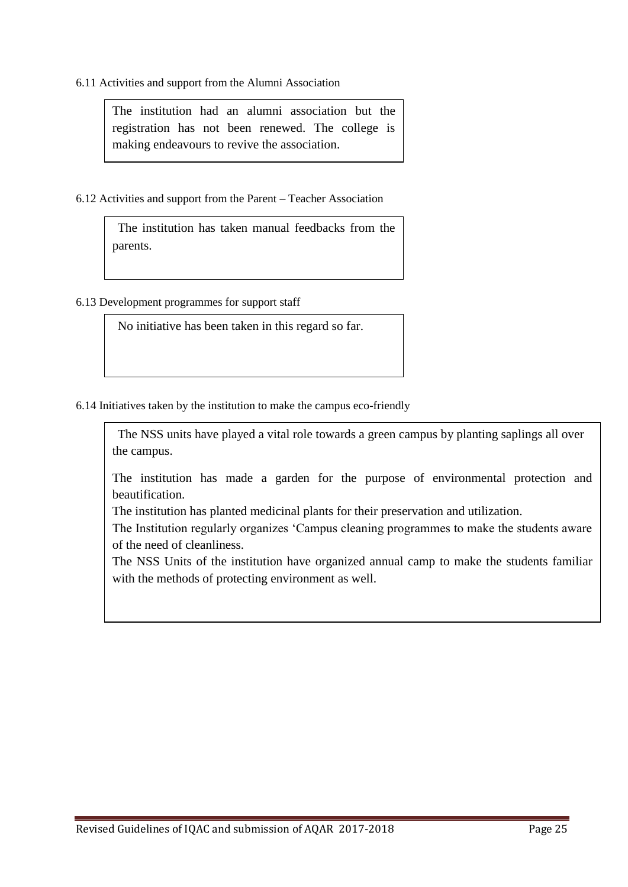6.11 Activities and support from the Alumni Association

The institution had an alumni association but the registration has not been renewed. The college is making endeavours to revive the association.

6.12 Activities and support from the Parent – Teacher Association

The institution has taken manual feedbacks from the parents.

6.13 Development programmes for support staff

No initiative has been taken in this regard so far.

6.14 Initiatives taken by the institution to make the campus eco-friendly

The NSS units have played a vital role towards a green campus by planting saplings all over the campus.

The institution has made a garden for the purpose of environmental protection and beautification.

The institution has planted medicinal plants for their preservation and utilization.

The Institution regularly organizes 'Campus cleaning programmes to make the students aware of the need of cleanliness.

The NSS Units of the institution have organized annual camp to make the students familiar with the methods of protecting environment as well.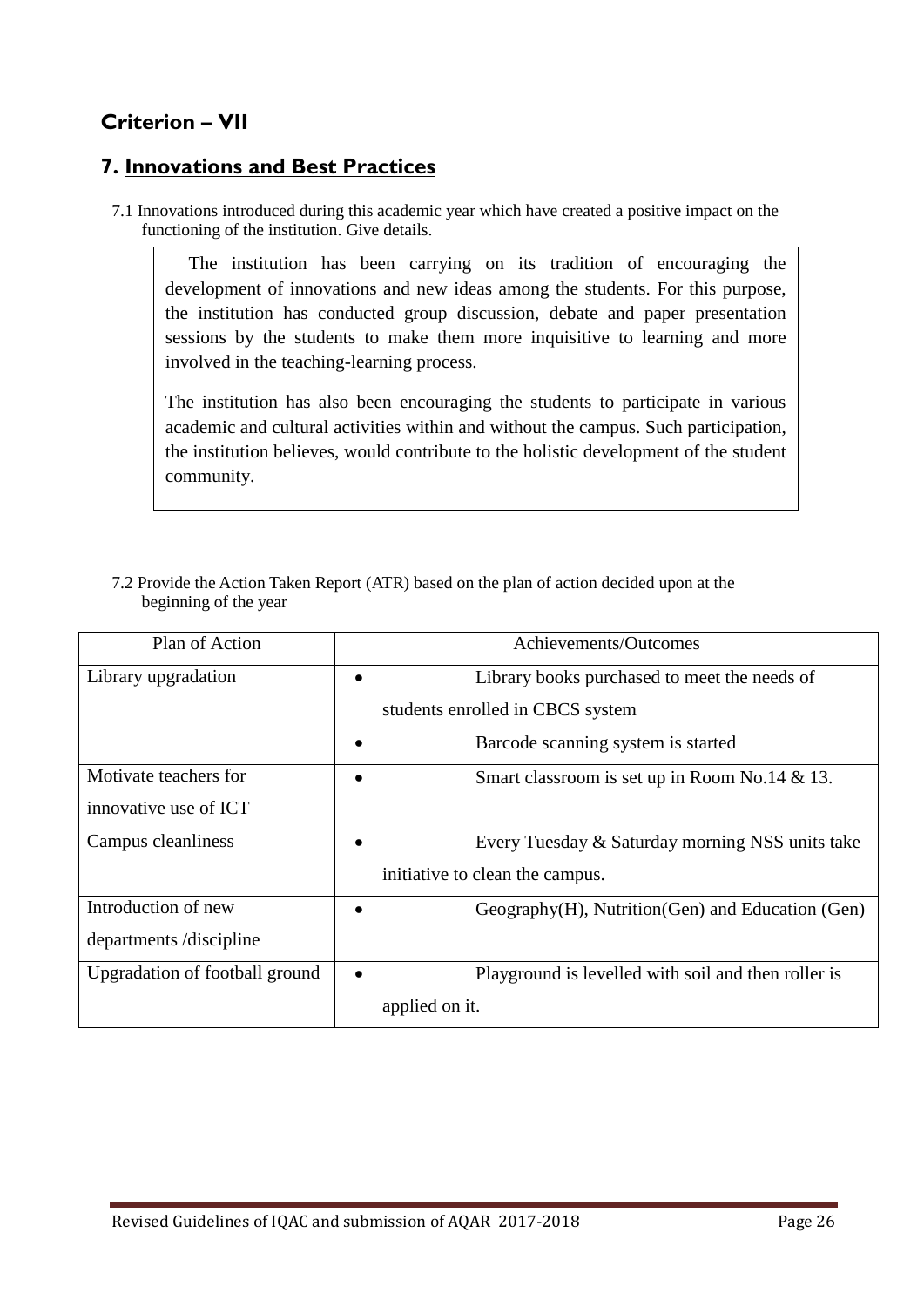## Criterion – VII

## 7. Innovations and Best Practices

7.1 Innovations introduced during this academic year which have created a positive impact on the functioning of the institution. Give details.

> The institution has been carrying on its tradition of encouraging the development of innovations and new ideas among the students. For this purpose, the institution has conducted group discussion, debate and paper presentation sessions by the students to make them more inquisitive to learning and more involved in the teaching-learning process.
>
> The institution has also been encouraging the students to participate in various academic and cultural activities within and without the campus. Such participation, the institution believes, would contribute to the holistic development of the student community.

7.2 Provide the Action Taken Report (ATR) based on the plan of action decided upon at the beginning of the year

| Plan of Action | Achievements/Outcomes |
|---|---|
| Library upgradation | • Library books purchased to meet the needs of students enrolled in CBCS system<br>• Barcode scanning system is started |
| Motivate teachers for innovative use of ICT | • Smart classroom is set up in Room No.14 & 13. |
| Campus cleanliness | • Every Tuesday & Saturday morning NSS units take initiative to clean the campus. |
| Introduction of new departments /discipline | • Geography(H), Nutrition(Gen) and Education (Gen) |
| Upgradation of football ground | • Playground is levelled with soil and then roller is applied on it. |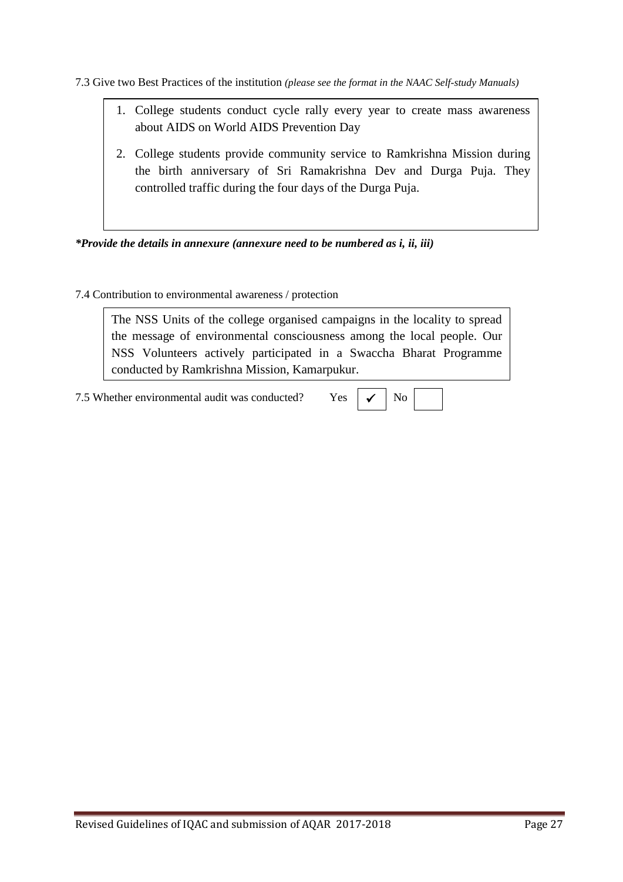7.3 Give two Best Practices of the institution *(please see the format in the NAAC Self-study Manuals)*

1. College students conduct cycle rally every year to create mass awareness about AIDS on World AIDS Prevention Day
2. College students provide community service to Ramkrishna Mission during the birth anniversary of Sri Ramakrishna Dev and Durga Puja. They controlled traffic during the four days of the Durga Puja.

***Provide the details in annexure (annexure need to be numbered as i, ii, iii)***

7.4 Contribution to environmental awareness / protection

The NSS Units of the college organised campaigns in the locality to spread the message of environmental consciousness among the local people. Our NSS Volunteers actively participated in a Swaccha Bharat Programme conducted by Ramkrishna Mission, Kamarpukur.

7.5 Whether environmental audit was conducted? Yes ✓ No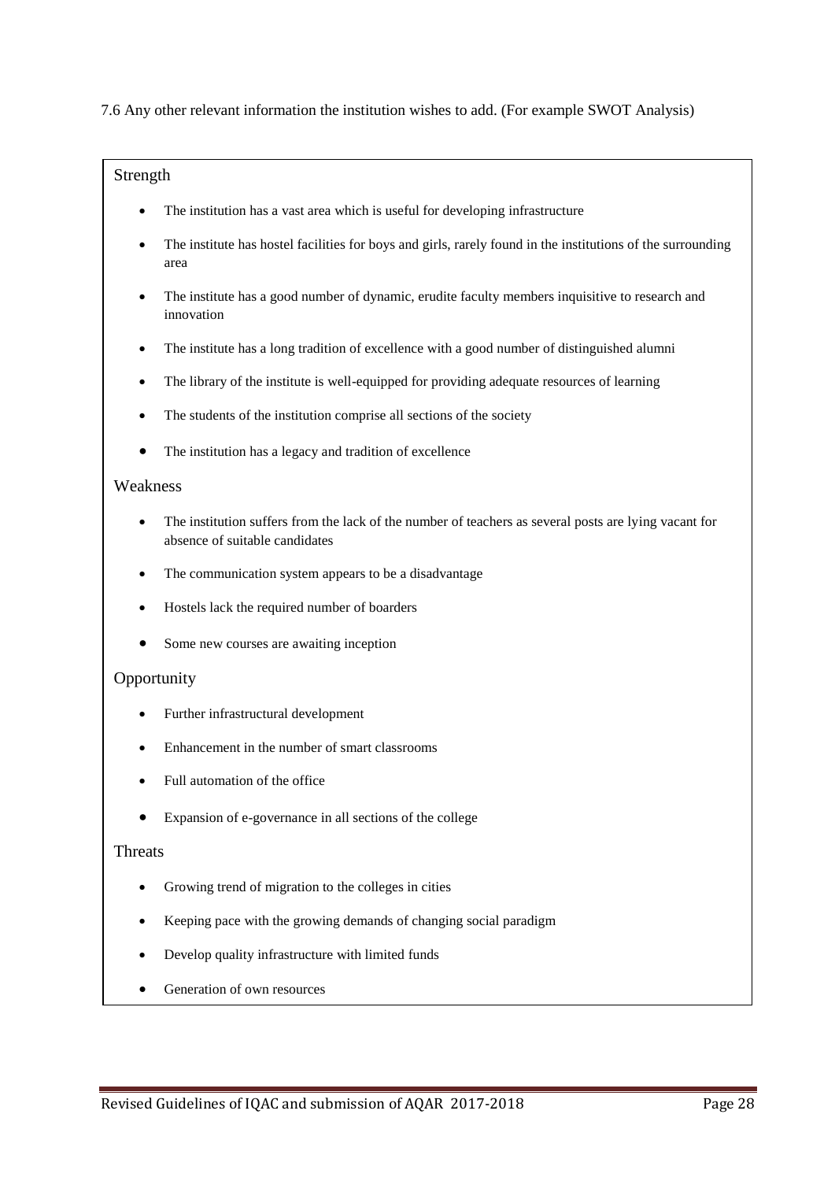7.6 Any other relevant information the institution wishes to add. (For example SWOT Analysis)

### Strength

- The institution has a vast area which is useful for developing infrastructure
- The institute has hostel facilities for boys and girls, rarely found in the institutions of the surrounding area
- The institute has a good number of dynamic, erudite faculty members inquisitive to research and innovation
- The institute has a long tradition of excellence with a good number of distinguished alumni
- The library of the institute is well-equipped for providing adequate resources of learning
- The students of the institution comprise all sections of the society
- The institution has a legacy and tradition of excellence

### Weakness

- The institution suffers from the lack of the number of teachers as several posts are lying vacant for absence of suitable candidates
- The communication system appears to be a disadvantage
- Hostels lack the required number of boarders
- Some new courses are awaiting inception

### Opportunity

- Further infrastructural development
- Enhancement in the number of smart classrooms
- Full automation of the office
- Expansion of e-governance in all sections of the college

### Threats

- Growing trend of migration to the colleges in cities
- Keeping pace with the growing demands of changing social paradigm
- Develop quality infrastructure with limited funds
- Generation of own resources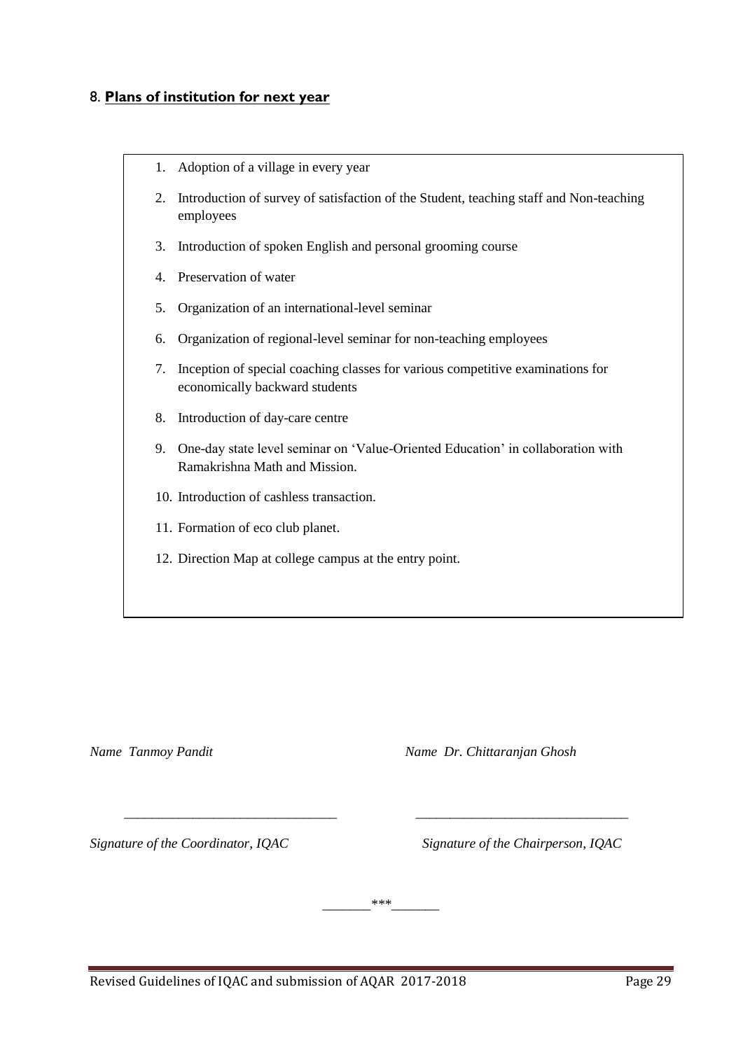## 8. **Plans of institution for next year**

1. Adoption of a village in every year
2. Introduction of survey of satisfaction of the Student, teaching staff and Non-teaching employees
3. Introduction of spoken English and personal grooming course
4. Preservation of water
5. Organization of an international-level seminar
6. Organization of regional-level seminar for non-teaching employees
7. Inception of special coaching classes for various competitive examinations for economically backward students
8. Introduction of day-care centre
9. One-day state level seminar on 'Value-Oriented Education' in collaboration with Ramakrishna Math and Mission.
10. Introduction of cashless transaction.
11. Formation of eco club planet.
12. Direction Map at college campus at the entry point.

*Name Tanmoy Pandit*

_______________________________

*Signature of the Coordinator, IQAC*

*Name Dr. Chittaranjan Ghosh*

_______________________________

*Signature of the Chairperson, IQAC*

_______***_______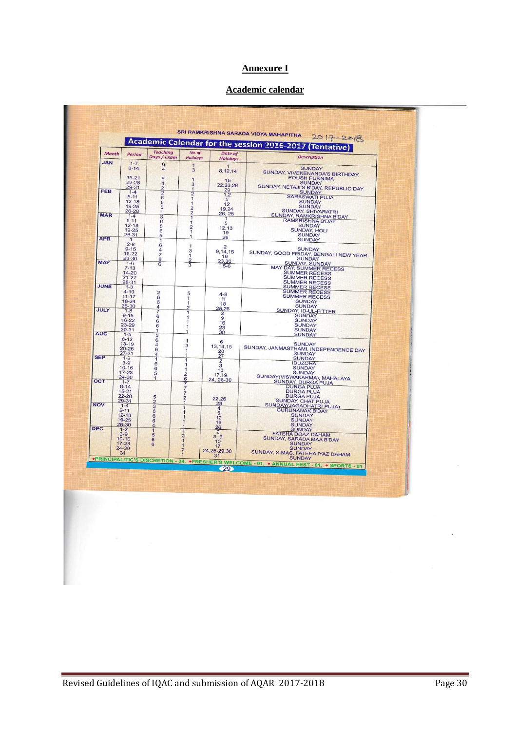## Annexure I

## Academic calendar

SRI RAMKRISHNA SARADA VIDYA MAHAPITHA 2017-2018

### Academic Calendar for the session 2016-2017 (Tentative)

| Month | Period | Teaching Days / Exam | No. of Holidays | Date of Holidays | Description |
|---|---|---|---|---|---|
| JAN | 1-7 | 6 | 1 | 1 | SUNDAY |
| | 8-14 | 4 | 3 | 8,12,14 | SUNDAY, VIVEKENANDA'S BIRTHDAY, POUSH PURNIMA |
| | 15-21 | 6 | 1 | 15 | SUNDAY |
| | 22-28 | 4 | 3 | 22,23,26 | SUNDAY, NETAJI'S B'DAY, REPUBLIC DAY |
| | 29-31 | 2 | 1 | 29 | SUNDAY |
| FEB | 1-4 | 2 | 2 | 1,2 | SARASWATI PUJA |
| | 5-11 | 6 | 1 | 5 | SUNDAY |
| | 12-18 | 6 | 1 | 12 | SUNDAY |
| | 19-25 | 5 | 2 | 19,24 | SUNDAY, SHIVARATRI |
| | 26-28 | 1 | 2 | 26, 28 | SUNDAY, RAMKRISHNA B'DAY |
| MAR | 1-4 | 3 | 1 | 1 | RAMKRISHNA B'DAY |
| | 5-11 | 6 | 1 | 5 | SUNDAY |
| | 12-18 | 5 | 2 | 12,13 | SUNDAY, HOLI |
| | 19-25 | 6 | 1 | 19 | SUNDAY |
| | 26-31 | 5 | 1 | 26 | SUNDAY |
| APR | 1 | 1 | | | |
| | 2-8 | 6 | 1 | 2 | SUNDAY |
| | 9-15 | 4 | 3 | 9,14,15 | SUNDAY, GOOD FRIDAY, BENGALI NEW YEAR |
| | 16-22 | 7 | 1 | 16 | SUNDAY |
| | 23-30 | 8 | 2 | 23,30 | SUNDAY, SUNDAY |
| MAY | 1-6 | 6 | 3 | 1,5-6 | MAY DAY, SUMMER RECESS |
| | 7-13 | | | | SUMMER RECESS |
| | 14-20 | | | | SUMMER RECESS |
| | 21-27 | | | | SUMMER RECESS |
| | 28-31 | | | | SUMMER RECESS |
| JUNE | 1-3 | | | | SUMMER RECESS |
| | 4-10 | 2 | 5 | 4-8 | SUMMER RECESS |
| | 11-17 | 6 | 1 | 11 | SUNDAY |
| | 18-24 | 6 | 1 | 18 | SUNDAY |
| | 25-30 | 4 | 2 | 25,26 | SUNDAY, ID-UL-FITTER |
| JULY | 1-8 | 7 | 1 | 2 | SUNDAY |
| | 9-15 | 6 | 1 | 9 | SUNDAY |
| | 16-22 | 6 | 1 | 16 | SUNDAY |
| | 23-29 | 6 | 1 | 23 | SUNDAY |
| | 30-31 | 1 | 1 | 30 | SUNDAY |
| AUG | 1-5 | 5 | | | |
| | 6-12 | 6 | 1 | 6 | SUNDAY |
| | 13-19 | 4 | 3 | 13,14,15 | SUNDAY, JANMASTHAMI, INDEPENDENCE DAY |
| | 20-26 | 6 | 1 | 20 | SUNDAY |
| | 27-31 | 4 | 1 | 27 | SUNDAY |
| SEP | 1-2 | 1 | 1 | 2 | IDUZOHA |
| | 3-9 | 6 | 1 | 3 | SUNDAY |
| | 10-16 | 6 | 1 | 10 | SUNDAY |
| | 17-23 | 5 | 2 | 17,19 | SUNDAY(VISWAKARMA), MAHALAYA |
| | 24-30 | 1 | 6 | 24, 26-30 | SUNDAY, DURGA PUJA |
| OCT | 1-7 | | 7 | | DURGA PUJA |
| | 8-14 | | 7 | | DURGA PUJA |
| | 15-21 | | 7 | | DURGA PUJA |
| | 22-28 | 5 | 2 | 22,26 | SUNDAY, CHAT PUJA |
| | 29-31 | 2 | 1 | 29 | SUNDAY(JAGADHATRI PUJA) |
| NOV | 1-4 | 3 | 1 | 4 | GURUNANAK B'DAY |
| | 5-11 | 6 | 1 | 5 | SUNDAY |
| | 12-18 | 6 | 1 | 12 | SUNDAY |
| | 19-25 | 6 | 1 | 19 | SUNDAY |
| | 26-30 | 4 | 1 | 26 | SUNDAY |
| DEC | 1-2 | 1 | 1 | 2 | FATEHA DOAZ DAHAM |
| | 3-9 | 5 | 2 | 3, 9 | SUNDAY, SARADA MAA B'DAY |
| | 10-16 | 6 | 1 | 10 | SUNDAY |
| | 17-23 | 6 | 1 | 17 | SUNDAY |
| | 24-30 | | 7 | 24,25-29,30 | SUNDAY, X-MAS, FATEHA IYAZ DAHAM |
| | 31 | | 1 | 31 | SUNDAY |

•PRINCIPAL/TIC'S DISCRETION - 04, •FRESHER'S WELCOME - 01, • ANNUAL FEST - 01, • SPORTS - 01

29